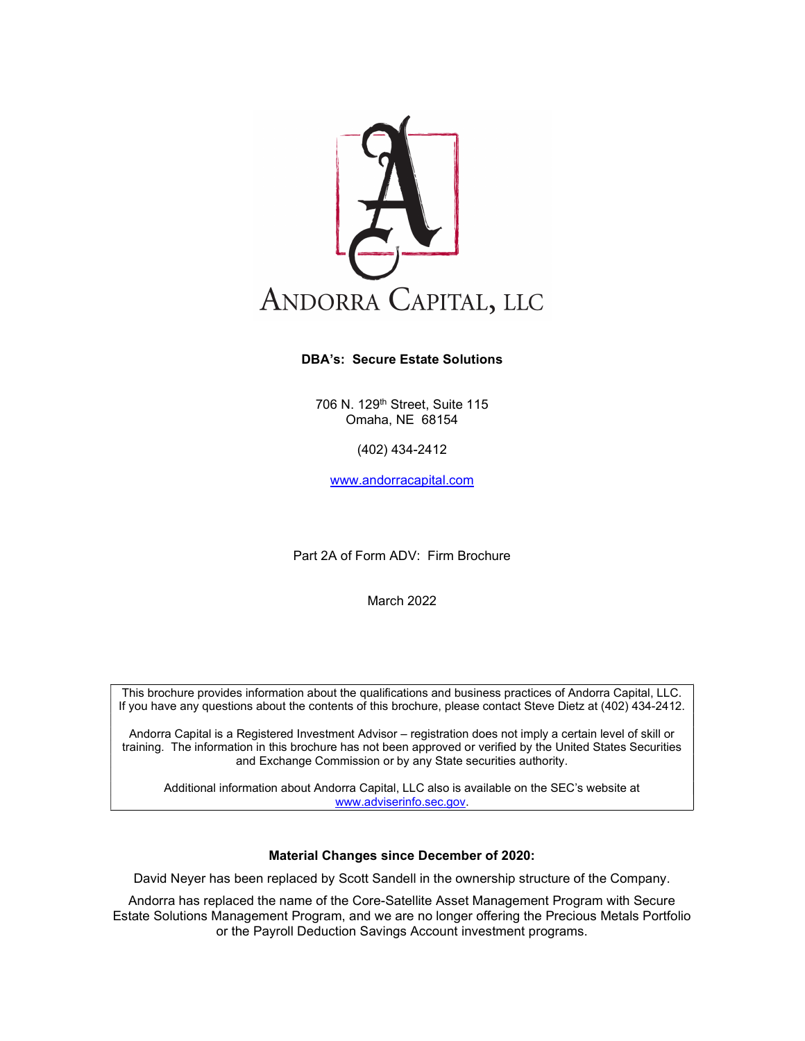# ANDORRA CAPITAL, LLC

**DBA's: Secure Estate Solutions**

706 N. 129th Street, Suite 115
Omaha, NE 68154

(402) 434-2412

www.andorracapital.com

Part 2A of Form ADV: Firm Brochure

March 2022

This brochure provides information about the qualifications and business practices of Andorra Capital, LLC. If you have any questions about the contents of this brochure, please contact Steve Dietz at (402) 434-2412.

Andorra Capital is a Registered Investment Advisor – registration does not imply a certain level of skill or training. The information in this brochure has not been approved or verified by the United States Securities and Exchange Commission or by any State securities authority.

Additional information about Andorra Capital, LLC also is available on the SEC's website at www.adviserinfo.sec.gov.

**Material Changes since December of 2020:**

David Neyer has been replaced by Scott Sandell in the ownership structure of the Company.

Andorra has replaced the name of the Core-Satellite Asset Management Program with Secure Estate Solutions Management Program, and we are no longer offering the Precious Metals Portfolio or the Payroll Deduction Savings Account investment programs.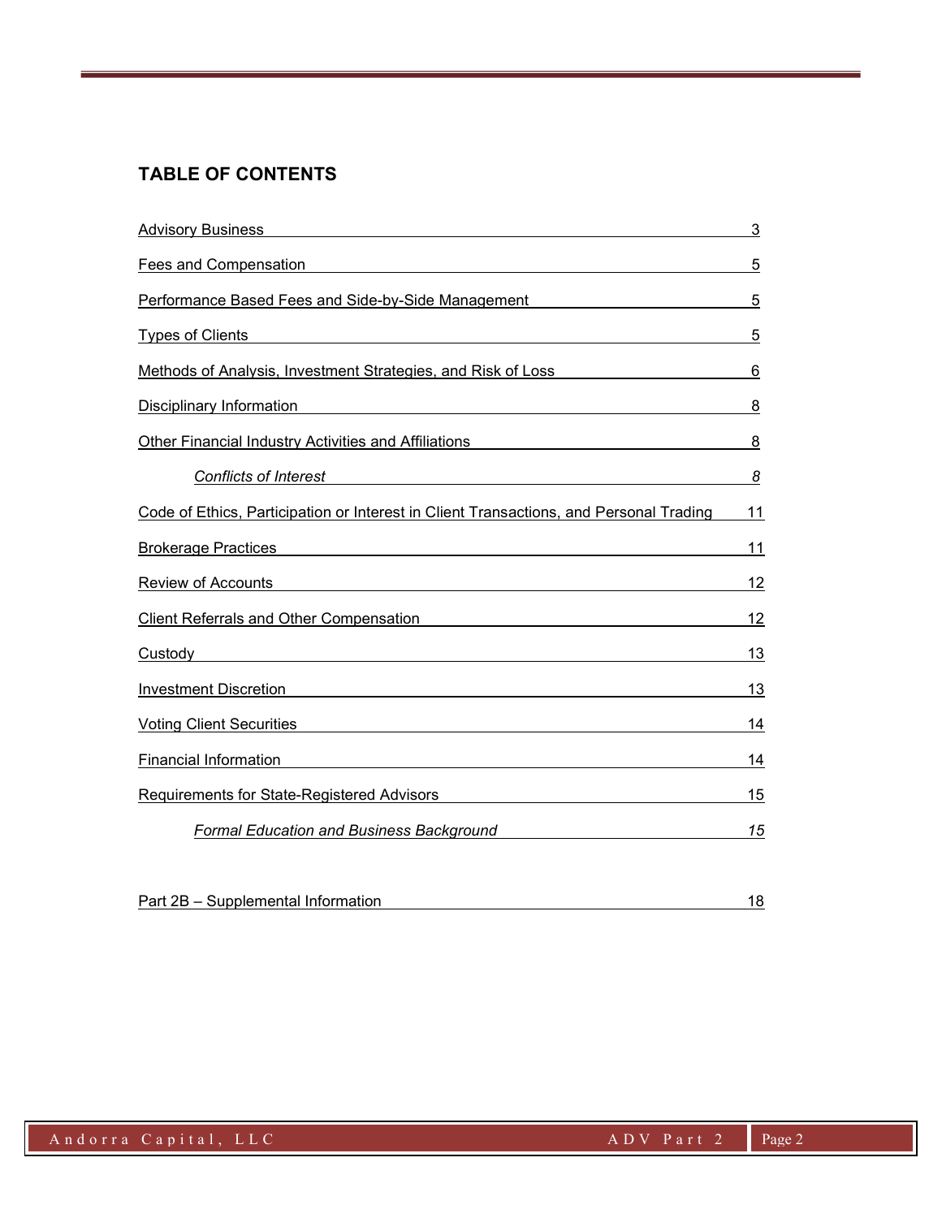## TABLE OF CONTENTS

| Section | Page |
|---|---|
| Advisory Business | 3 |
| Fees and Compensation | 5 |
| Performance Based Fees and Side-by-Side Management | 5 |
| Types of Clients | 5 |
| Methods of Analysis, Investment Strategies, and Risk of Loss | 6 |
| Disciplinary Information | 8 |
| Other Financial Industry Activities and Affiliations | 8 |
| *Conflicts of Interest* | *8* |
| Code of Ethics, Participation or Interest in Client Transactions, and Personal Trading | 11 |
| Brokerage Practices | 11 |
| Review of Accounts | 12 |
| Client Referrals and Other Compensation | 12 |
| Custody | 13 |
| Investment Discretion | 13 |
| Voting Client Securities | 14 |
| Financial Information | 14 |
| Requirements for State-Registered Advisors | 15 |
| *Formal Education and Business Background* | *15* |
| Part 2B – Supplemental Information | 18 |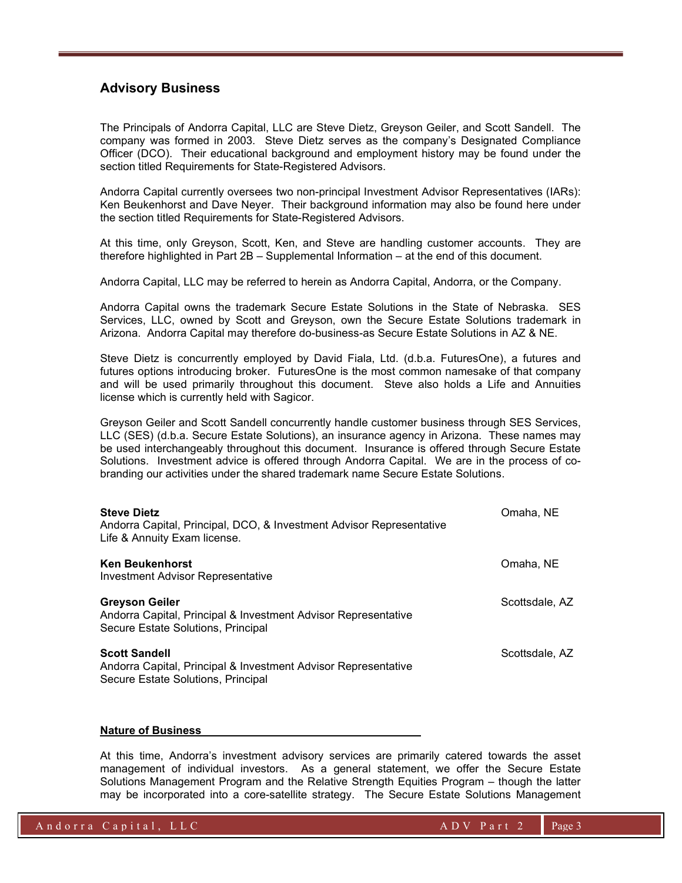## Advisory Business

The Principals of Andorra Capital, LLC are Steve Dietz, Greyson Geiler, and Scott Sandell. The company was formed in 2003. Steve Dietz serves as the company's Designated Compliance Officer (DCO). Their educational background and employment history may be found under the section titled Requirements for State-Registered Advisors.

Andorra Capital currently oversees two non-principal Investment Advisor Representatives (IARs): Ken Beukenhorst and Dave Neyer. Their background information may also be found here under the section titled Requirements for State-Registered Advisors.

At this time, only Greyson, Scott, Ken, and Steve are handling customer accounts. They are therefore highlighted in Part 2B – Supplemental Information – at the end of this document.

Andorra Capital, LLC may be referred to herein as Andorra Capital, Andorra, or the Company.

Andorra Capital owns the trademark Secure Estate Solutions in the State of Nebraska. SES Services, LLC, owned by Scott and Greyson, own the Secure Estate Solutions trademark in Arizona. Andorra Capital may therefore do-business-as Secure Estate Solutions in AZ & NE.

Steve Dietz is concurrently employed by David Fiala, Ltd. (d.b.a. FuturesOne), a futures and futures options introducing broker. FuturesOne is the most common namesake of that company and will be used primarily throughout this document. Steve also holds a Life and Annuities license which is currently held with Sagicor.

Greyson Geiler and Scott Sandell concurrently handle customer business through SES Services, LLC (SES) (d.b.a. Secure Estate Solutions), an insurance agency in Arizona. These names may be used interchangeably throughout this document. Insurance is offered through Secure Estate Solutions. Investment advice is offered through Andorra Capital. We are in the process of co-branding our activities under the shared trademark name Secure Estate Solutions.

**Steve Dietz** — Omaha, NE
Andorra Capital, Principal, DCO, & Investment Advisor Representative
Life & Annuity Exam license.

**Ken Beukenhorst** — Omaha, NE
Investment Advisor Representative

**Greyson Geiler** — Scottsdale, AZ
Andorra Capital, Principal & Investment Advisor Representative
Secure Estate Solutions, Principal

**Scott Sandell** — Scottsdale, AZ
Andorra Capital, Principal & Investment Advisor Representative
Secure Estate Solutions, Principal

**Nature of Business**

At this time, Andorra's investment advisory services are primarily catered towards the asset management of individual investors. As a general statement, we offer the Secure Estate Solutions Management Program and the Relative Strength Equities Program – though the latter may be incorporated into a core-satellite strategy. The Secure Estate Solutions Management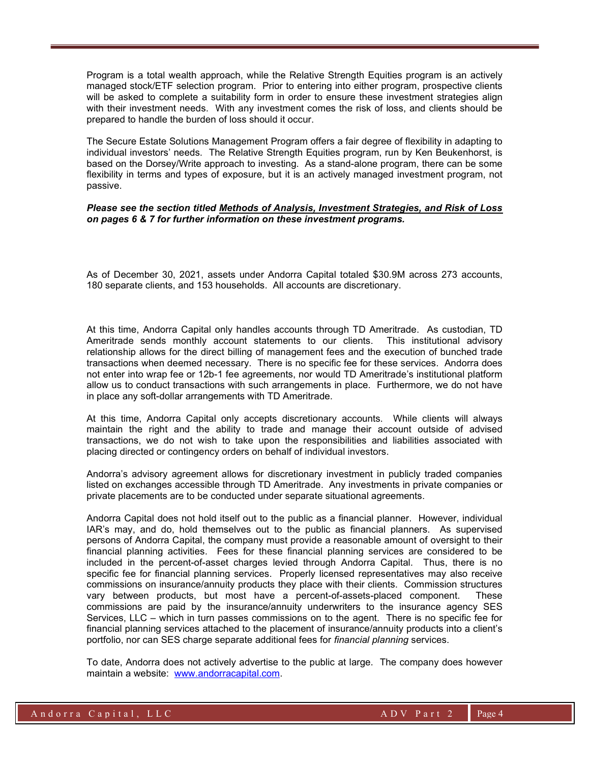Program is a total wealth approach, while the Relative Strength Equities program is an actively managed stock/ETF selection program. Prior to entering into either program, prospective clients will be asked to complete a suitability form in order to ensure these investment strategies align with their investment needs. With any investment comes the risk of loss, and clients should be prepared to handle the burden of loss should it occur.

The Secure Estate Solutions Management Program offers a fair degree of flexibility in adapting to individual investors' needs. The Relative Strength Equities program, run by Ken Beukenhorst, is based on the Dorsey/Write approach to investing. As a stand-alone program, there can be some flexibility in terms and types of exposure, but it is an actively managed investment program, not passive.

***Please see the section titled <u>Methods of Analysis, Investment Strategies, and Risk of Loss</u> on pages 6 & 7 for further information on these investment programs.***

As of December 30, 2021, assets under Andorra Capital totaled $30.9M across 273 accounts, 180 separate clients, and 153 households. All accounts are discretionary.

At this time, Andorra Capital only handles accounts through TD Ameritrade. As custodian, TD Ameritrade sends monthly account statements to our clients. This institutional advisory relationship allows for the direct billing of management fees and the execution of bunched trade transactions when deemed necessary. There is no specific fee for these services. Andorra does not enter into wrap fee or 12b-1 fee agreements, nor would TD Ameritrade's institutional platform allow us to conduct transactions with such arrangements in place. Furthermore, we do not have in place any soft-dollar arrangements with TD Ameritrade.

At this time, Andorra Capital only accepts discretionary accounts. While clients will always maintain the right and the ability to trade and manage their account outside of advised transactions, we do not wish to take upon the responsibilities and liabilities associated with placing directed or contingency orders on behalf of individual investors.

Andorra's advisory agreement allows for discretionary investment in publicly traded companies listed on exchanges accessible through TD Ameritrade. Any investments in private companies or private placements are to be conducted under separate situational agreements.

Andorra Capital does not hold itself out to the public as a financial planner. However, individual IAR's may, and do, hold themselves out to the public as financial planners. As supervised persons of Andorra Capital, the company must provide a reasonable amount of oversight to their financial planning activities. Fees for these financial planning services are considered to be included in the percent-of-asset charges levied through Andorra Capital. Thus, there is no specific fee for financial planning services. Properly licensed representatives may also receive commissions on insurance/annuity products they place with their clients. Commission structures vary between products, but most have a percent-of-assets-placed component. These commissions are paid by the insurance/annuity underwriters to the insurance agency SES Services, LLC – which in turn passes commissions on to the agent. There is no specific fee for financial planning services attached to the placement of insurance/annuity products into a client's portfolio, nor can SES charge separate additional fees for *financial planning* services.

To date, Andorra does not actively advertise to the public at large. The company does however maintain a website: [www.andorracapital.com](http://www.andorracapital.com).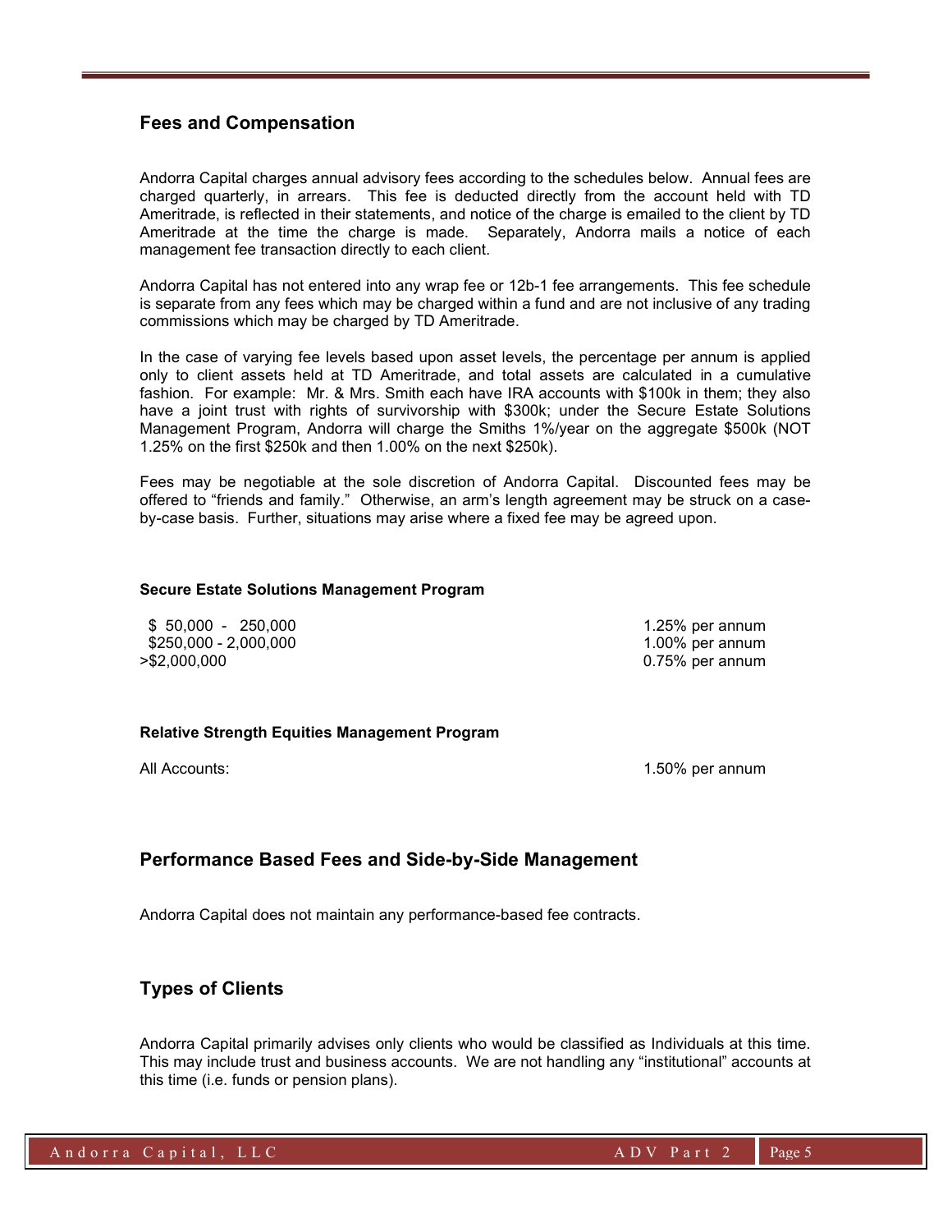## Fees and Compensation

Andorra Capital charges annual advisory fees according to the schedules below. Annual fees are charged quarterly, in arrears. This fee is deducted directly from the account held with TD Ameritrade, is reflected in their statements, and notice of the charge is emailed to the client by TD Ameritrade at the time the charge is made. Separately, Andorra mails a notice of each management fee transaction directly to each client.

Andorra Capital has not entered into any wrap fee or 12b-1 fee arrangements. This fee schedule is separate from any fees which may be charged within a fund and are not inclusive of any trading commissions which may be charged by TD Ameritrade.

In the case of varying fee levels based upon asset levels, the percentage per annum is applied only to client assets held at TD Ameritrade, and total assets are calculated in a cumulative fashion. For example: Mr. & Mrs. Smith each have IRA accounts with $100k in them; they also have a joint trust with rights of survivorship with $300k; under the Secure Estate Solutions Management Program, Andorra will charge the Smiths 1%/year on the aggregate $500k (NOT 1.25% on the first $250k and then 1.00% on the next $250k).

Fees may be negotiable at the sole discretion of Andorra Capital. Discounted fees may be offered to "friends and family." Otherwise, an arm's length agreement may be struck on a case-by-case basis. Further, situations may arise where a fixed fee may be agreed upon.

**Secure Estate Solutions Management Program**

| | |
|---|---|
| $ 50,000 - 250,000 | 1.25% per annum |
| $250,000 - 2,000,000 | 1.00% per annum |
| >$2,000,000 | 0.75% per annum |

**Relative Strength Equities Management Program**

| | |
|---|---|
| All Accounts: | 1.50% per annum |

## Performance Based Fees and Side-by-Side Management

Andorra Capital does not maintain any performance-based fee contracts.

## Types of Clients

Andorra Capital primarily advises only clients who would be classified as Individuals at this time. This may include trust and business accounts. We are not handling any "institutional" accounts at this time (i.e. funds or pension plans).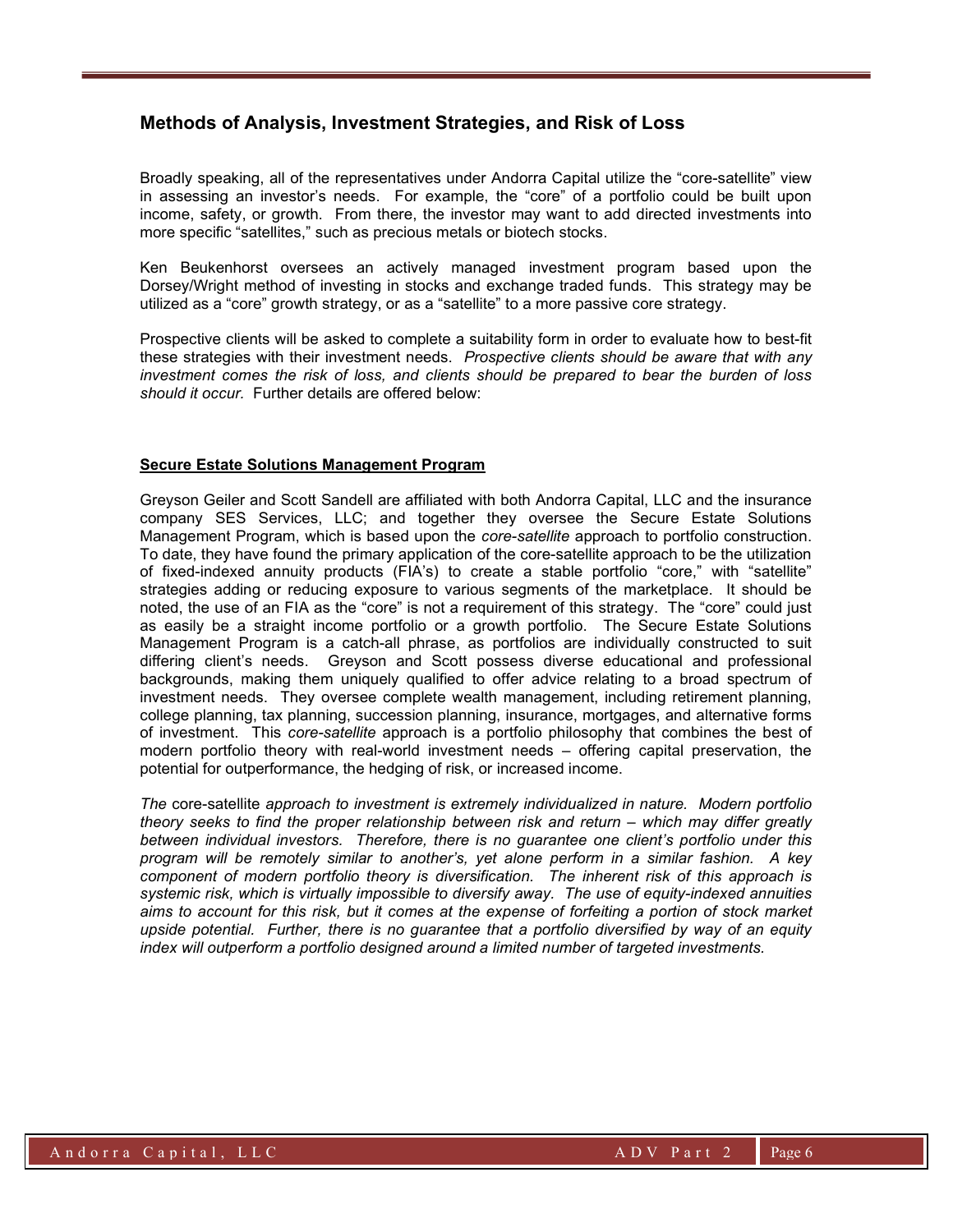## Methods of Analysis, Investment Strategies, and Risk of Loss

Broadly speaking, all of the representatives under Andorra Capital utilize the "core-satellite" view in assessing an investor's needs. For example, the "core" of a portfolio could be built upon income, safety, or growth. From there, the investor may want to add directed investments into more specific "satellites," such as precious metals or biotech stocks.

Ken Beukenhorst oversees an actively managed investment program based upon the Dorsey/Wright method of investing in stocks and exchange traded funds. This strategy may be utilized as a "core" growth strategy, or as a "satellite" to a more passive core strategy.

Prospective clients will be asked to complete a suitability form in order to evaluate how to best-fit these strategies with their investment needs. *Prospective clients should be aware that with any investment comes the risk of loss, and clients should be prepared to bear the burden of loss should it occur.* Further details are offered below:

**Secure Estate Solutions Management Program**

Greyson Geiler and Scott Sandell are affiliated with both Andorra Capital, LLC and the insurance company SES Services, LLC; and together they oversee the Secure Estate Solutions Management Program, which is based upon the *core-satellite* approach to portfolio construction. To date, they have found the primary application of the core-satellite approach to be the utilization of fixed-indexed annuity products (FIA's) to create a stable portfolio "core," with "satellite" strategies adding or reducing exposure to various segments of the marketplace. It should be noted, the use of an FIA as the "core" is not a requirement of this strategy. The "core" could just as easily be a straight income portfolio or a growth portfolio. The Secure Estate Solutions Management Program is a catch-all phrase, as portfolios are individually constructed to suit differing client's needs. Greyson and Scott possess diverse educational and professional backgrounds, making them uniquely qualified to offer advice relating to a broad spectrum of investment needs. They oversee complete wealth management, including retirement planning, college planning, tax planning, succession planning, insurance, mortgages, and alternative forms of investment. This *core-satellite* approach is a portfolio philosophy that combines the best of modern portfolio theory with real-world investment needs – offering capital preservation, the potential for outperformance, the hedging of risk, or increased income.

*The* core-satellite *approach to investment is extremely individualized in nature. Modern portfolio theory seeks to find the proper relationship between risk and return – which may differ greatly between individual investors. Therefore, there is no guarantee one client's portfolio under this program will be remotely similar to another's, yet alone perform in a similar fashion. A key component of modern portfolio theory is diversification. The inherent risk of this approach is systemic risk, which is virtually impossible to diversify away. The use of equity-indexed annuities aims to account for this risk, but it comes at the expense of forfeiting a portion of stock market upside potential. Further, there is no guarantee that a portfolio diversified by way of an equity index will outperform a portfolio designed around a limited number of targeted investments.*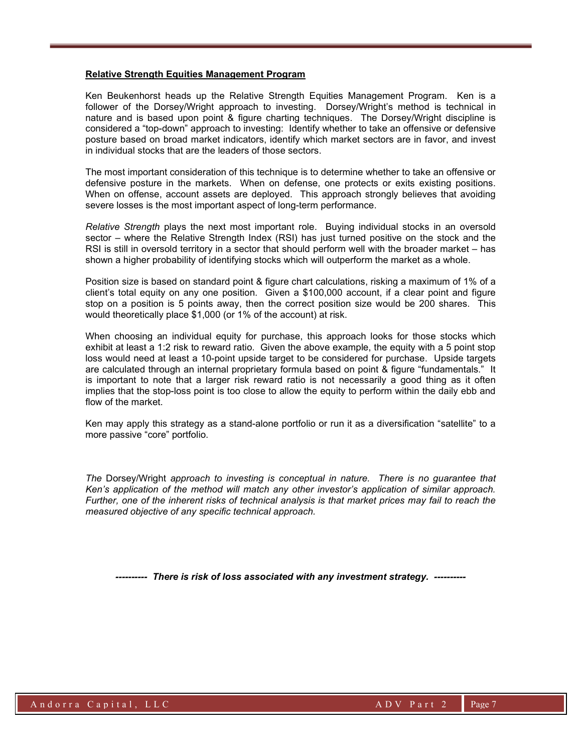## Relative Strength Equities Management Program

Ken Beukenhorst heads up the Relative Strength Equities Management Program. Ken is a follower of the Dorsey/Wright approach to investing. Dorsey/Wright's method is technical in nature and is based upon point & figure charting techniques. The Dorsey/Wright discipline is considered a "top-down" approach to investing: Identify whether to take an offensive or defensive posture based on broad market indicators, identify which market sectors are in favor, and invest in individual stocks that are the leaders of those sectors.

The most important consideration of this technique is to determine whether to take an offensive or defensive posture in the markets. When on defense, one protects or exits existing positions. When on offense, account assets are deployed. This approach strongly believes that avoiding severe losses is the most important aspect of long-term performance.

*Relative Strength* plays the next most important role. Buying individual stocks in an oversold sector – where the Relative Strength Index (RSI) has just turned positive on the stock and the RSI is still in oversold territory in a sector that should perform well with the broader market – has shown a higher probability of identifying stocks which will outperform the market as a whole.

Position size is based on standard point & figure chart calculations, risking a maximum of 1% of a client's total equity on any one position. Given a $100,000 account, if a clear point and figure stop on a position is 5 points away, then the correct position size would be 200 shares. This would theoretically place $1,000 (or 1% of the account) at risk.

When choosing an individual equity for purchase, this approach looks for those stocks which exhibit at least a 1:2 risk to reward ratio. Given the above example, the equity with a 5 point stop loss would need at least a 10-point upside target to be considered for purchase. Upside targets are calculated through an internal proprietary formula based on point & figure "fundamentals." It is important to note that a larger risk reward ratio is not necessarily a good thing as it often implies that the stop-loss point is too close to allow the equity to perform within the daily ebb and flow of the market.

Ken may apply this strategy as a stand-alone portfolio or run it as a diversification "satellite" to a more passive "core" portfolio.

*The* Dorsey/Wright *approach to investing is conceptual in nature. There is no guarantee that Ken's application of the method will match any other investor's application of similar approach. Further, one of the inherent risks of technical analysis is that market prices may fail to reach the measured objective of any specific technical approach.*

***---------- There is risk of loss associated with any investment strategy. ----------***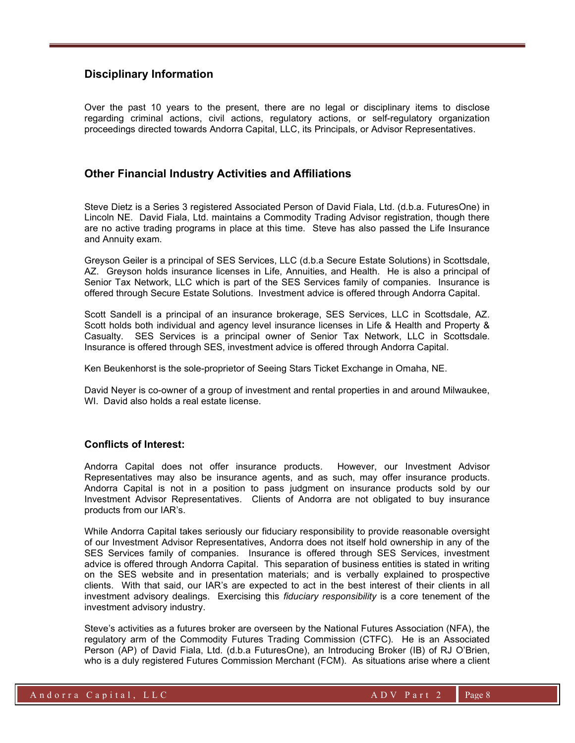## Disciplinary Information

Over the past 10 years to the present, there are no legal or disciplinary items to disclose regarding criminal actions, civil actions, regulatory actions, or self-regulatory organization proceedings directed towards Andorra Capital, LLC, its Principals, or Advisor Representatives.

## Other Financial Industry Activities and Affiliations

Steve Dietz is a Series 3 registered Associated Person of David Fiala, Ltd. (d.b.a. FuturesOne) in Lincoln NE. David Fiala, Ltd. maintains a Commodity Trading Advisor registration, though there are no active trading programs in place at this time. Steve has also passed the Life Insurance and Annuity exam.

Greyson Geiler is a principal of SES Services, LLC (d.b.a Secure Estate Solutions) in Scottsdale, AZ. Greyson holds insurance licenses in Life, Annuities, and Health. He is also a principal of Senior Tax Network, LLC which is part of the SES Services family of companies. Insurance is offered through Secure Estate Solutions. Investment advice is offered through Andorra Capital.

Scott Sandell is a principal of an insurance brokerage, SES Services, LLC in Scottsdale, AZ. Scott holds both individual and agency level insurance licenses in Life & Health and Property & Casualty. SES Services is a principal owner of Senior Tax Network, LLC in Scottsdale. Insurance is offered through SES, investment advice is offered through Andorra Capital.

Ken Beukenhorst is the sole-proprietor of Seeing Stars Ticket Exchange in Omaha, NE.

David Neyer is co-owner of a group of investment and rental properties in and around Milwaukee, WI. David also holds a real estate license.

### Conflicts of Interest:

Andorra Capital does not offer insurance products. However, our Investment Advisor Representatives may also be insurance agents, and as such, may offer insurance products. Andorra Capital is not in a position to pass judgment on insurance products sold by our Investment Advisor Representatives. Clients of Andorra are not obligated to buy insurance products from our IAR's.

While Andorra Capital takes seriously our fiduciary responsibility to provide reasonable oversight of our Investment Advisor Representatives, Andorra does not itself hold ownership in any of the SES Services family of companies. Insurance is offered through SES Services, investment advice is offered through Andorra Capital. This separation of business entities is stated in writing on the SES website and in presentation materials; and is verbally explained to prospective clients. With that said, our IAR's are expected to act in the best interest of their clients in all investment advisory dealings. Exercising this *fiduciary responsibility* is a core tenement of the investment advisory industry.

Steve's activities as a futures broker are overseen by the National Futures Association (NFA), the regulatory arm of the Commodity Futures Trading Commission (CTFC). He is an Associated Person (AP) of David Fiala, Ltd. (d.b.a FuturesOne), an Introducing Broker (IB) of RJ O'Brien, who is a duly registered Futures Commission Merchant (FCM). As situations arise where a client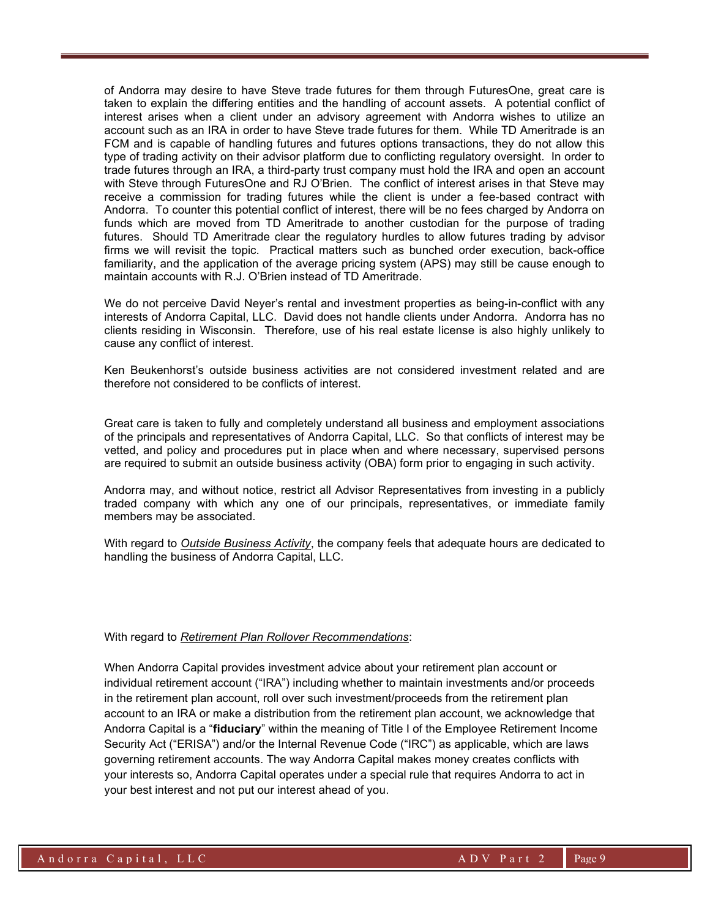of Andorra may desire to have Steve trade futures for them through FuturesOne, great care is taken to explain the differing entities and the handling of account assets. A potential conflict of interest arises when a client under an advisory agreement with Andorra wishes to utilize an account such as an IRA in order to have Steve trade futures for them. While TD Ameritrade is an FCM and is capable of handling futures and futures options transactions, they do not allow this type of trading activity on their advisor platform due to conflicting regulatory oversight. In order to trade futures through an IRA, a third-party trust company must hold the IRA and open an account with Steve through FuturesOne and RJ O'Brien. The conflict of interest arises in that Steve may receive a commission for trading futures while the client is under a fee-based contract with Andorra. To counter this potential conflict of interest, there will be no fees charged by Andorra on funds which are moved from TD Ameritrade to another custodian for the purpose of trading futures. Should TD Ameritrade clear the regulatory hurdles to allow futures trading by advisor firms we will revisit the topic. Practical matters such as bunched order execution, back-office familiarity, and the application of the average pricing system (APS) may still be cause enough to maintain accounts with R.J. O'Brien instead of TD Ameritrade.

We do not perceive David Neyer's rental and investment properties as being-in-conflict with any interests of Andorra Capital, LLC. David does not handle clients under Andorra. Andorra has no clients residing in Wisconsin. Therefore, use of his real estate license is also highly unlikely to cause any conflict of interest.

Ken Beukenhorst's outside business activities are not considered investment related and are therefore not considered to be conflicts of interest.

Great care is taken to fully and completely understand all business and employment associations of the principals and representatives of Andorra Capital, LLC. So that conflicts of interest may be vetted, and policy and procedures put in place when and where necessary, supervised persons are required to submit an outside business activity (OBA) form prior to engaging in such activity.

Andorra may, and without notice, restrict all Advisor Representatives from investing in a publicly traded company with which any one of our principals, representatives, or immediate family members may be associated.

With regard to *Outside Business Activity*, the company feels that adequate hours are dedicated to handling the business of Andorra Capital, LLC.

With regard to *Retirement Plan Rollover Recommendations*:

When Andorra Capital provides investment advice about your retirement plan account or individual retirement account ("IRA") including whether to maintain investments and/or proceeds in the retirement plan account, roll over such investment/proceeds from the retirement plan account to an IRA or make a distribution from the retirement plan account, we acknowledge that Andorra Capital is a "**fiduciary**" within the meaning of Title I of the Employee Retirement Income Security Act ("ERISA") and/or the Internal Revenue Code ("IRC") as applicable, which are laws governing retirement accounts. The way Andorra Capital makes money creates conflicts with your interests so, Andorra Capital operates under a special rule that requires Andorra to act in your best interest and not put our interest ahead of you.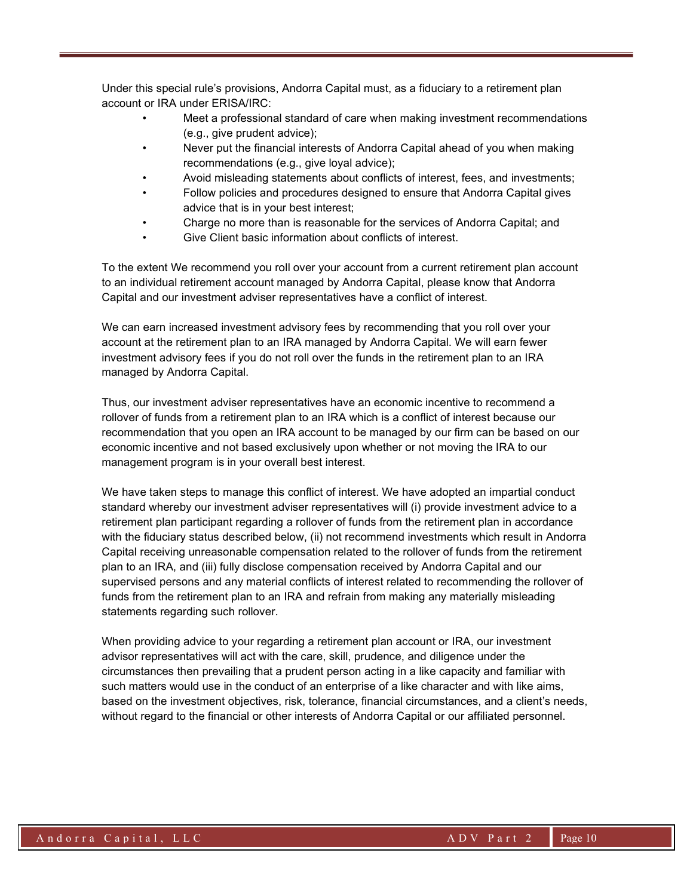Under this special rule's provisions, Andorra Capital must, as a fiduciary to a retirement plan account or IRA under ERISA/IRC:

- Meet a professional standard of care when making investment recommendations (e.g., give prudent advice);
- Never put the financial interests of Andorra Capital ahead of you when making recommendations (e.g., give loyal advice);
- Avoid misleading statements about conflicts of interest, fees, and investments;
- Follow policies and procedures designed to ensure that Andorra Capital gives advice that is in your best interest;
- Charge no more than is reasonable for the services of Andorra Capital; and
- Give Client basic information about conflicts of interest.

To the extent We recommend you roll over your account from a current retirement plan account to an individual retirement account managed by Andorra Capital, please know that Andorra Capital and our investment adviser representatives have a conflict of interest.

We can earn increased investment advisory fees by recommending that you roll over your account at the retirement plan to an IRA managed by Andorra Capital. We will earn fewer investment advisory fees if you do not roll over the funds in the retirement plan to an IRA managed by Andorra Capital.

Thus, our investment adviser representatives have an economic incentive to recommend a rollover of funds from a retirement plan to an IRA which is a conflict of interest because our recommendation that you open an IRA account to be managed by our firm can be based on our economic incentive and not based exclusively upon whether or not moving the IRA to our management program is in your overall best interest.

We have taken steps to manage this conflict of interest. We have adopted an impartial conduct standard whereby our investment adviser representatives will (i) provide investment advice to a retirement plan participant regarding a rollover of funds from the retirement plan in accordance with the fiduciary status described below, (ii) not recommend investments which result in Andorra Capital receiving unreasonable compensation related to the rollover of funds from the retirement plan to an IRA, and (iii) fully disclose compensation received by Andorra Capital and our supervised persons and any material conflicts of interest related to recommending the rollover of funds from the retirement plan to an IRA and refrain from making any materially misleading statements regarding such rollover.

When providing advice to your regarding a retirement plan account or IRA, our investment advisor representatives will act with the care, skill, prudence, and diligence under the circumstances then prevailing that a prudent person acting in a like capacity and familiar with such matters would use in the conduct of an enterprise of a like character and with like aims, based on the investment objectives, risk, tolerance, financial circumstances, and a client's needs, without regard to the financial or other interests of Andorra Capital or our affiliated personnel.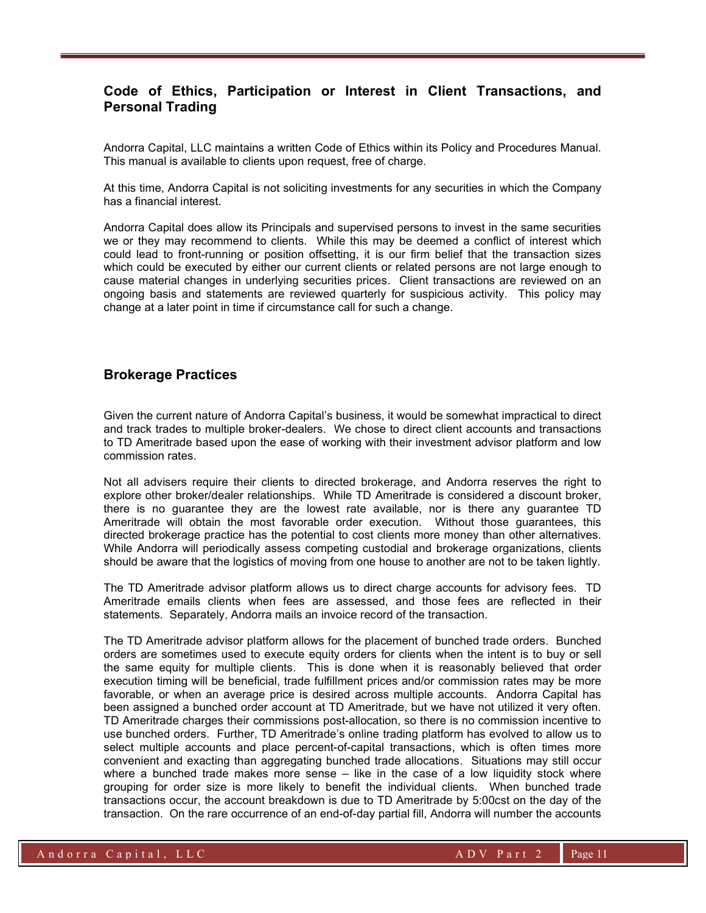## Code of Ethics, Participation or Interest in Client Transactions, and Personal Trading

Andorra Capital, LLC maintains a written Code of Ethics within its Policy and Procedures Manual. This manual is available to clients upon request, free of charge.

At this time, Andorra Capital is not soliciting investments for any securities in which the Company has a financial interest.

Andorra Capital does allow its Principals and supervised persons to invest in the same securities we or they may recommend to clients. While this may be deemed a conflict of interest which could lead to front-running or position offsetting, it is our firm belief that the transaction sizes which could be executed by either our current clients or related persons are not large enough to cause material changes in underlying securities prices. Client transactions are reviewed on an ongoing basis and statements are reviewed quarterly for suspicious activity. This policy may change at a later point in time if circumstance call for such a change.

## Brokerage Practices

Given the current nature of Andorra Capital's business, it would be somewhat impractical to direct and track trades to multiple broker-dealers. We chose to direct client accounts and transactions to TD Ameritrade based upon the ease of working with their investment advisor platform and low commission rates.

Not all advisers require their clients to directed brokerage, and Andorra reserves the right to explore other broker/dealer relationships. While TD Ameritrade is considered a discount broker, there is no guarantee they are the lowest rate available, nor is there any guarantee TD Ameritrade will obtain the most favorable order execution. Without those guarantees, this directed brokerage practice has the potential to cost clients more money than other alternatives. While Andorra will periodically assess competing custodial and brokerage organizations, clients should be aware that the logistics of moving from one house to another are not to be taken lightly.

The TD Ameritrade advisor platform allows us to direct charge accounts for advisory fees. TD Ameritrade emails clients when fees are assessed, and those fees are reflected in their statements. Separately, Andorra mails an invoice record of the transaction.

The TD Ameritrade advisor platform allows for the placement of bunched trade orders. Bunched orders are sometimes used to execute equity orders for clients when the intent is to buy or sell the same equity for multiple clients. This is done when it is reasonably believed that order execution timing will be beneficial, trade fulfillment prices and/or commission rates may be more favorable, or when an average price is desired across multiple accounts. Andorra Capital has been assigned a bunched order account at TD Ameritrade, but we have not utilized it very often. TD Ameritrade charges their commissions post-allocation, so there is no commission incentive to use bunched orders. Further, TD Ameritrade's online trading platform has evolved to allow us to select multiple accounts and place percent-of-capital transactions, which is often times more convenient and exacting than aggregating bunched trade allocations. Situations may still occur where a bunched trade makes more sense – like in the case of a low liquidity stock where grouping for order size is more likely to benefit the individual clients. When bunched trade transactions occur, the account breakdown is due to TD Ameritrade by 5:00cst on the day of the transaction. On the rare occurrence of an end-of-day partial fill, Andorra will number the accounts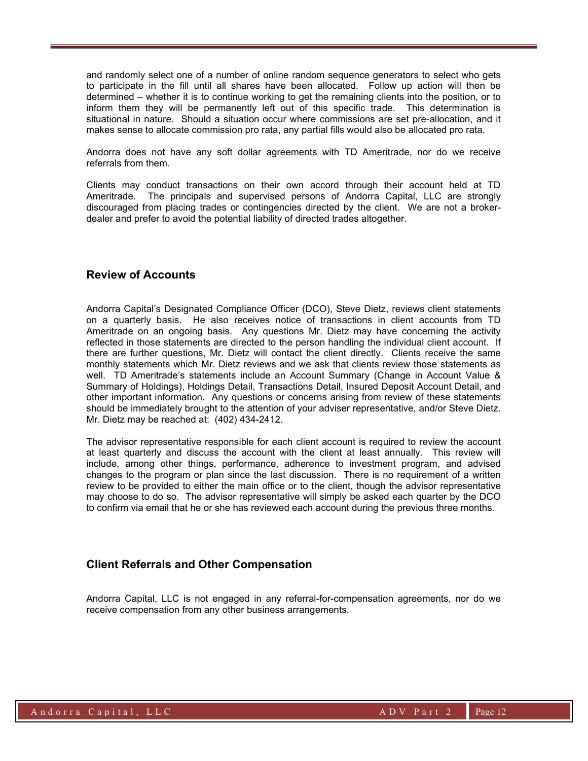and randomly select one of a number of online random sequence generators to select who gets to participate in the fill until all shares have been allocated. Follow up action will then be determined – whether it is to continue working to get the remaining clients into the position, or to inform them they will be permanently left out of this specific trade. This determination is situational in nature. Should a situation occur where commissions are set pre-allocation, and it makes sense to allocate commission pro rata, any partial fills would also be allocated pro rata.

Andorra does not have any soft dollar agreements with TD Ameritrade, nor do we receive referrals from them.

Clients may conduct transactions on their own accord through their account held at TD Ameritrade. The principals and supervised persons of Andorra Capital, LLC are strongly discouraged from placing trades or contingencies directed by the client. We are not a broker-dealer and prefer to avoid the potential liability of directed trades altogether.

## Review of Accounts

Andorra Capital's Designated Compliance Officer (DCO), Steve Dietz, reviews client statements on a quarterly basis. He also receives notice of transactions in client accounts from TD Ameritrade on an ongoing basis. Any questions Mr. Dietz may have concerning the activity reflected in those statements are directed to the person handling the individual client account. If there are further questions, Mr. Dietz will contact the client directly. Clients receive the same monthly statements which Mr. Dietz reviews and we ask that clients review those statements as well. TD Ameritrade's statements include an Account Summary (Change in Account Value & Summary of Holdings), Holdings Detail, Transactions Detail, Insured Deposit Account Detail, and other important information. Any questions or concerns arising from review of these statements should be immediately brought to the attention of your adviser representative, and/or Steve Dietz. Mr. Dietz may be reached at: (402) 434-2412.

The advisor representative responsible for each client account is required to review the account at least quarterly and discuss the account with the client at least annually. This review will include, among other things, performance, adherence to investment program, and advised changes to the program or plan since the last discussion. There is no requirement of a written review to be provided to either the main office or to the client, though the advisor representative may choose to do so. The advisor representative will simply be asked each quarter by the DCO to confirm via email that he or she has reviewed each account during the previous three months.

## Client Referrals and Other Compensation

Andorra Capital, LLC is not engaged in any referral-for-compensation agreements, nor do we receive compensation from any other business arrangements.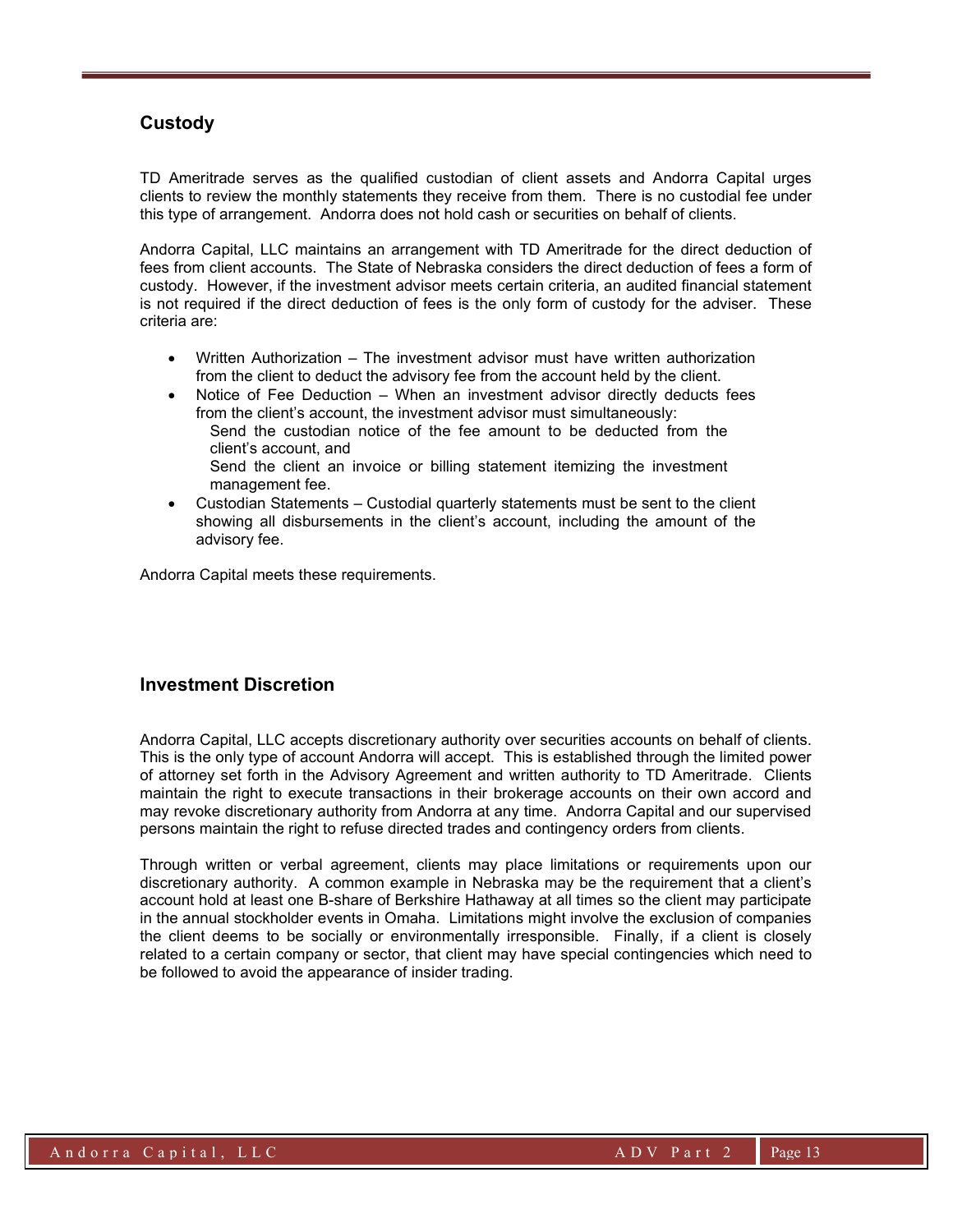## Custody

TD Ameritrade serves as the qualified custodian of client assets and Andorra Capital urges clients to review the monthly statements they receive from them. There is no custodial fee under this type of arrangement. Andorra does not hold cash or securities on behalf of clients.

Andorra Capital, LLC maintains an arrangement with TD Ameritrade for the direct deduction of fees from client accounts. The State of Nebraska considers the direct deduction of fees a form of custody. However, if the investment advisor meets certain criteria, an audited financial statement is not required if the direct deduction of fees is the only form of custody for the adviser. These criteria are:

- Written Authorization – The investment advisor must have written authorization from the client to deduct the advisory fee from the account held by the client.
- Notice of Fee Deduction – When an investment advisor directly deducts fees from the client's account, the investment advisor must simultaneously:
  - Send the custodian notice of the fee amount to be deducted from the client's account, and
  - Send the client an invoice or billing statement itemizing the investment management fee.
- Custodian Statements – Custodial quarterly statements must be sent to the client showing all disbursements in the client's account, including the amount of the advisory fee.

Andorra Capital meets these requirements.

## Investment Discretion

Andorra Capital, LLC accepts discretionary authority over securities accounts on behalf of clients. This is the only type of account Andorra will accept. This is established through the limited power of attorney set forth in the Advisory Agreement and written authority to TD Ameritrade. Clients maintain the right to execute transactions in their brokerage accounts on their own accord and may revoke discretionary authority from Andorra at any time. Andorra Capital and our supervised persons maintain the right to refuse directed trades and contingency orders from clients.

Through written or verbal agreement, clients may place limitations or requirements upon our discretionary authority. A common example in Nebraska may be the requirement that a client's account hold at least one B-share of Berkshire Hathaway at all times so the client may participate in the annual stockholder events in Omaha. Limitations might involve the exclusion of companies the client deems to be socially or environmentally irresponsible. Finally, if a client is closely related to a certain company or sector, that client may have special contingencies which need to be followed to avoid the appearance of insider trading.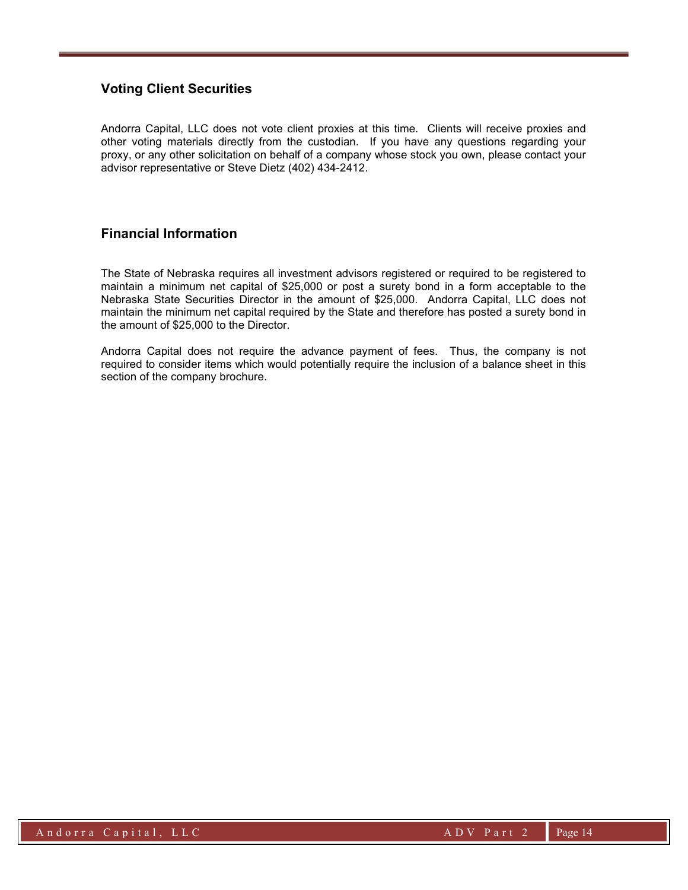## Voting Client Securities

Andorra Capital, LLC does not vote client proxies at this time. Clients will receive proxies and other voting materials directly from the custodian. If you have any questions regarding your proxy, or any other solicitation on behalf of a company whose stock you own, please contact your advisor representative or Steve Dietz (402) 434-2412.

## Financial Information

The State of Nebraska requires all investment advisors registered or required to be registered to maintain a minimum net capital of $25,000 or post a surety bond in a form acceptable to the Nebraska State Securities Director in the amount of $25,000. Andorra Capital, LLC does not maintain the minimum net capital required by the State and therefore has posted a surety bond in the amount of $25,000 to the Director.

Andorra Capital does not require the advance payment of fees. Thus, the company is not required to consider items which would potentially require the inclusion of a balance sheet in this section of the company brochure.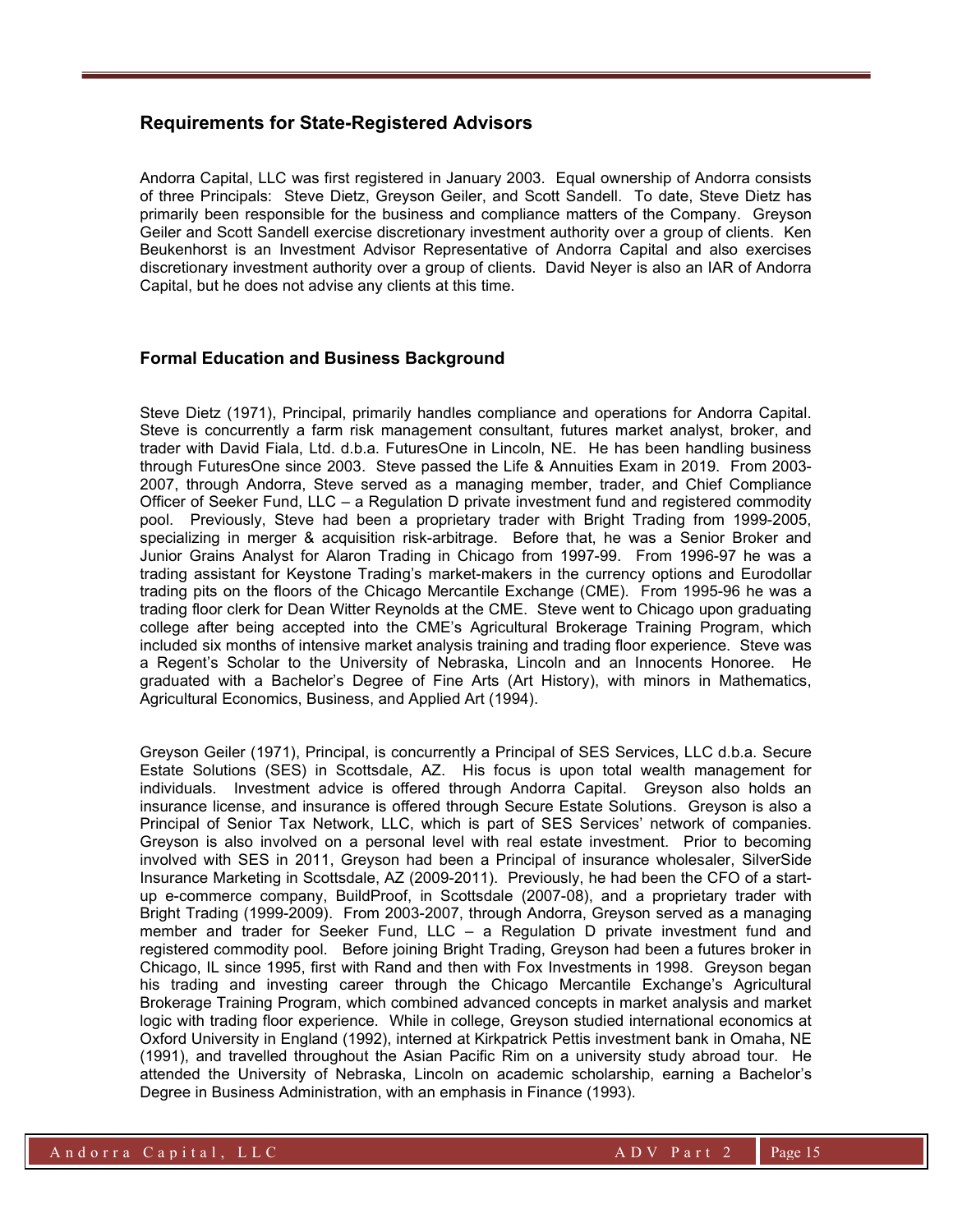## Requirements for State-Registered Advisors

Andorra Capital, LLC was first registered in January 2003. Equal ownership of Andorra consists of three Principals: Steve Dietz, Greyson Geiler, and Scott Sandell. To date, Steve Dietz has primarily been responsible for the business and compliance matters of the Company. Greyson Geiler and Scott Sandell exercise discretionary investment authority over a group of clients. Ken Beukenhorst is an Investment Advisor Representative of Andorra Capital and also exercises discretionary investment authority over a group of clients. David Neyer is also an IAR of Andorra Capital, but he does not advise any clients at this time.

## Formal Education and Business Background

Steve Dietz (1971), Principal, primarily handles compliance and operations for Andorra Capital. Steve is concurrently a farm risk management consultant, futures market analyst, broker, and trader with David Fiala, Ltd. d.b.a. FuturesOne in Lincoln, NE. He has been handling business through FuturesOne since 2003. Steve passed the Life & Annuities Exam in 2019. From 2003-2007, through Andorra, Steve served as a managing member, trader, and Chief Compliance Officer of Seeker Fund, LLC – a Regulation D private investment fund and registered commodity pool. Previously, Steve had been a proprietary trader with Bright Trading from 1999-2005, specializing in merger & acquisition risk-arbitrage. Before that, he was a Senior Broker and Junior Grains Analyst for Alaron Trading in Chicago from 1997-99. From 1996-97 he was a trading assistant for Keystone Trading's market-makers in the currency options and Eurodollar trading pits on the floors of the Chicago Mercantile Exchange (CME). From 1995-96 he was a trading floor clerk for Dean Witter Reynolds at the CME. Steve went to Chicago upon graduating college after being accepted into the CME's Agricultural Brokerage Training Program, which included six months of intensive market analysis training and trading floor experience. Steve was a Regent's Scholar to the University of Nebraska, Lincoln and an Innocents Honoree. He graduated with a Bachelor's Degree of Fine Arts (Art History), with minors in Mathematics, Agricultural Economics, Business, and Applied Art (1994).

Greyson Geiler (1971), Principal, is concurrently a Principal of SES Services, LLC d.b.a. Secure Estate Solutions (SES) in Scottsdale, AZ. His focus is upon total wealth management for individuals. Investment advice is offered through Andorra Capital. Greyson also holds an insurance license, and insurance is offered through Secure Estate Solutions. Greyson is also a Principal of Senior Tax Network, LLC, which is part of SES Services' network of companies. Greyson is also involved on a personal level with real estate investment. Prior to becoming involved with SES in 2011, Greyson had been a Principal of insurance wholesaler, SilverSide Insurance Marketing in Scottsdale, AZ (2009-2011). Previously, he had been the CFO of a start-up e-commerce company, BuildProof, in Scottsdale (2007-08), and a proprietary trader with Bright Trading (1999-2009). From 2003-2007, through Andorra, Greyson served as a managing member and trader for Seeker Fund, LLC – a Regulation D private investment fund and registered commodity pool. Before joining Bright Trading, Greyson had been a futures broker in Chicago, IL since 1995, first with Rand and then with Fox Investments in 1998. Greyson began his trading and investing career through the Chicago Mercantile Exchange's Agricultural Brokerage Training Program, which combined advanced concepts in market analysis and market logic with trading floor experience. While in college, Greyson studied international economics at Oxford University in England (1992), interned at Kirkpatrick Pettis investment bank in Omaha, NE (1991), and travelled throughout the Asian Pacific Rim on a university study abroad tour. He attended the University of Nebraska, Lincoln on academic scholarship, earning a Bachelor's Degree in Business Administration, with an emphasis in Finance (1993).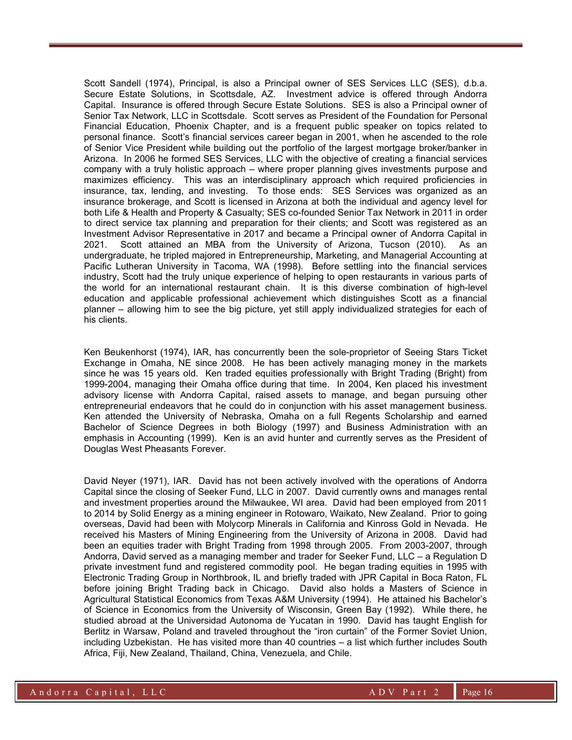Scott Sandell (1974), Principal, is also a Principal owner of SES Services LLC (SES), d.b.a. Secure Estate Solutions, in Scottsdale, AZ. Investment advice is offered through Andorra Capital. Insurance is offered through Secure Estate Solutions. SES is also a Principal owner of Senior Tax Network, LLC in Scottsdale. Scott serves as President of the Foundation for Personal Financial Education, Phoenix Chapter, and is a frequent public speaker on topics related to personal finance. Scott's financial services career began in 2001, when he ascended to the role of Senior Vice President while building out the portfolio of the largest mortgage broker/banker in Arizona. In 2006 he formed SES Services, LLC with the objective of creating a financial services company with a truly holistic approach – where proper planning gives investments purpose and maximizes efficiency. This was an interdisciplinary approach which required proficiencies in insurance, tax, lending, and investing. To those ends: SES Services was organized as an insurance brokerage, and Scott is licensed in Arizona at both the individual and agency level for both Life & Health and Property & Casualty; SES co-founded Senior Tax Network in 2011 in order to direct service tax planning and preparation for their clients; and Scott was registered as an Investment Advisor Representative in 2017 and became a Principal owner of Andorra Capital in 2021. Scott attained an MBA from the University of Arizona, Tucson (2010). As an undergraduate, he tripled majored in Entrepreneurship, Marketing, and Managerial Accounting at Pacific Lutheran University in Tacoma, WA (1998). Before settling into the financial services industry, Scott had the truly unique experience of helping to open restaurants in various parts of the world for an international restaurant chain. It is this diverse combination of high-level education and applicable professional achievement which distinguishes Scott as a financial planner – allowing him to see the big picture, yet still apply individualized strategies for each of his clients.

Ken Beukenhorst (1974), IAR, has concurrently been the sole-proprietor of Seeing Stars Ticket Exchange in Omaha, NE since 2008. He has been actively managing money in the markets since he was 15 years old. Ken traded equities professionally with Bright Trading (Bright) from 1999-2004, managing their Omaha office during that time. In 2004, Ken placed his investment advisory license with Andorra Capital, raised assets to manage, and began pursuing other entrepreneurial endeavors that he could do in conjunction with his asset management business. Ken attended the University of Nebraska, Omaha on a full Regents Scholarship and earned Bachelor of Science Degrees in both Biology (1997) and Business Administration with an emphasis in Accounting (1999). Ken is an avid hunter and currently serves as the President of Douglas West Pheasants Forever.

David Neyer (1971), IAR. David has not been actively involved with the operations of Andorra Capital since the closing of Seeker Fund, LLC in 2007. David currently owns and manages rental and investment properties around the Milwaukee, WI area. David had been employed from 2011 to 2014 by Solid Energy as a mining engineer in Rotowaro, Waikato, New Zealand. Prior to going overseas, David had been with Molycorp Minerals in California and Kinross Gold in Nevada. He received his Masters of Mining Engineering from the University of Arizona in 2008. David had been an equities trader with Bright Trading from 1998 through 2005. From 2003-2007, through Andorra, David served as a managing member and trader for Seeker Fund, LLC – a Regulation D private investment fund and registered commodity pool. He began trading equities in 1995 with Electronic Trading Group in Northbrook, IL and briefly traded with JPR Capital in Boca Raton, FL before joining Bright Trading back in Chicago. David also holds a Masters of Science in Agricultural Statistical Economics from Texas A&M University (1994). He attained his Bachelor's of Science in Economics from the University of Wisconsin, Green Bay (1992). While there, he studied abroad at the Universidad Autonoma de Yucatan in 1990. David has taught English for Berlitz in Warsaw, Poland and traveled throughout the "iron curtain" of the Former Soviet Union, including Uzbekistan. He has visited more than 40 countries – a list which further includes South Africa, Fiji, New Zealand, Thailand, China, Venezuela, and Chile.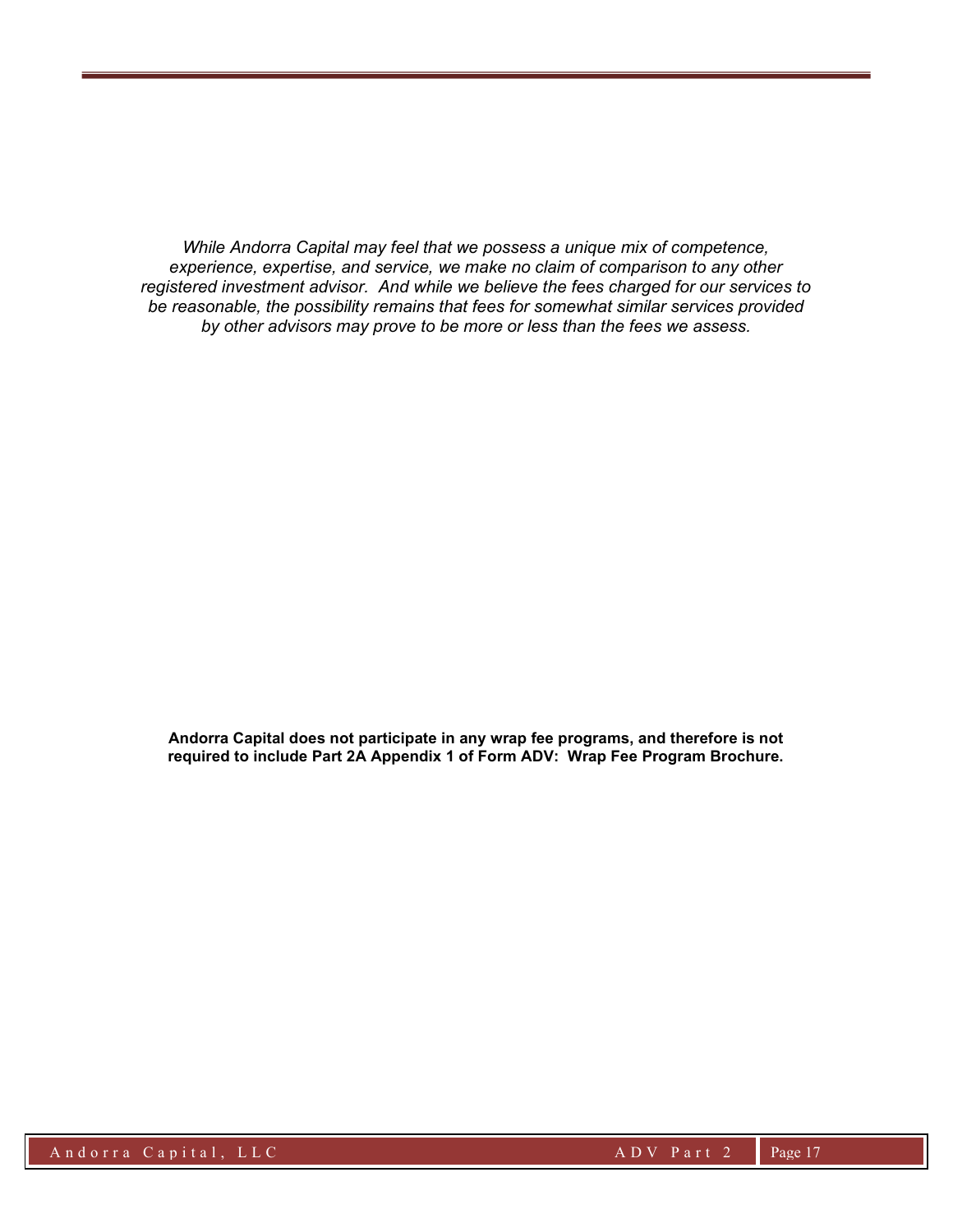*While Andorra Capital may feel that we possess a unique mix of competence, experience, expertise, and service, we make no claim of comparison to any other registered investment advisor. And while we believe the fees charged for our services to be reasonable, the possibility remains that fees for somewhat similar services provided by other advisors may prove to be more or less than the fees we assess.*

**Andorra Capital does not participate in any wrap fee programs, and therefore is not required to include Part 2A Appendix 1 of Form ADV: Wrap Fee Program Brochure.**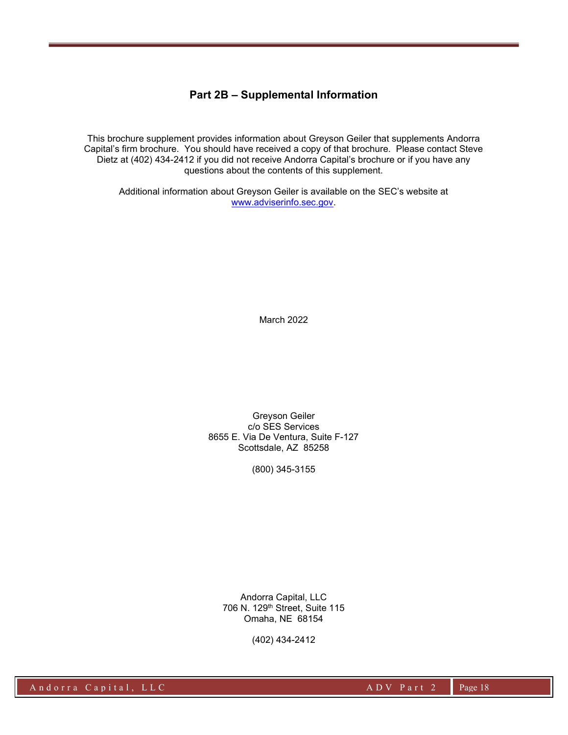## Part 2B – Supplemental Information

This brochure supplement provides information about Greyson Geiler that supplements Andorra Capital's firm brochure. You should have received a copy of that brochure. Please contact Steve Dietz at (402) 434-2412 if you did not receive Andorra Capital's brochure or if you have any questions about the contents of this supplement.

Additional information about Greyson Geiler is available on the SEC's website at www.adviserinfo.sec.gov.

March 2022

Greyson Geiler
c/o SES Services
8655 E. Via De Ventura, Suite F-127
Scottsdale, AZ 85258

(800) 345-3155

Andorra Capital, LLC
706 N. 129th Street, Suite 115
Omaha, NE 68154

(402) 434-2412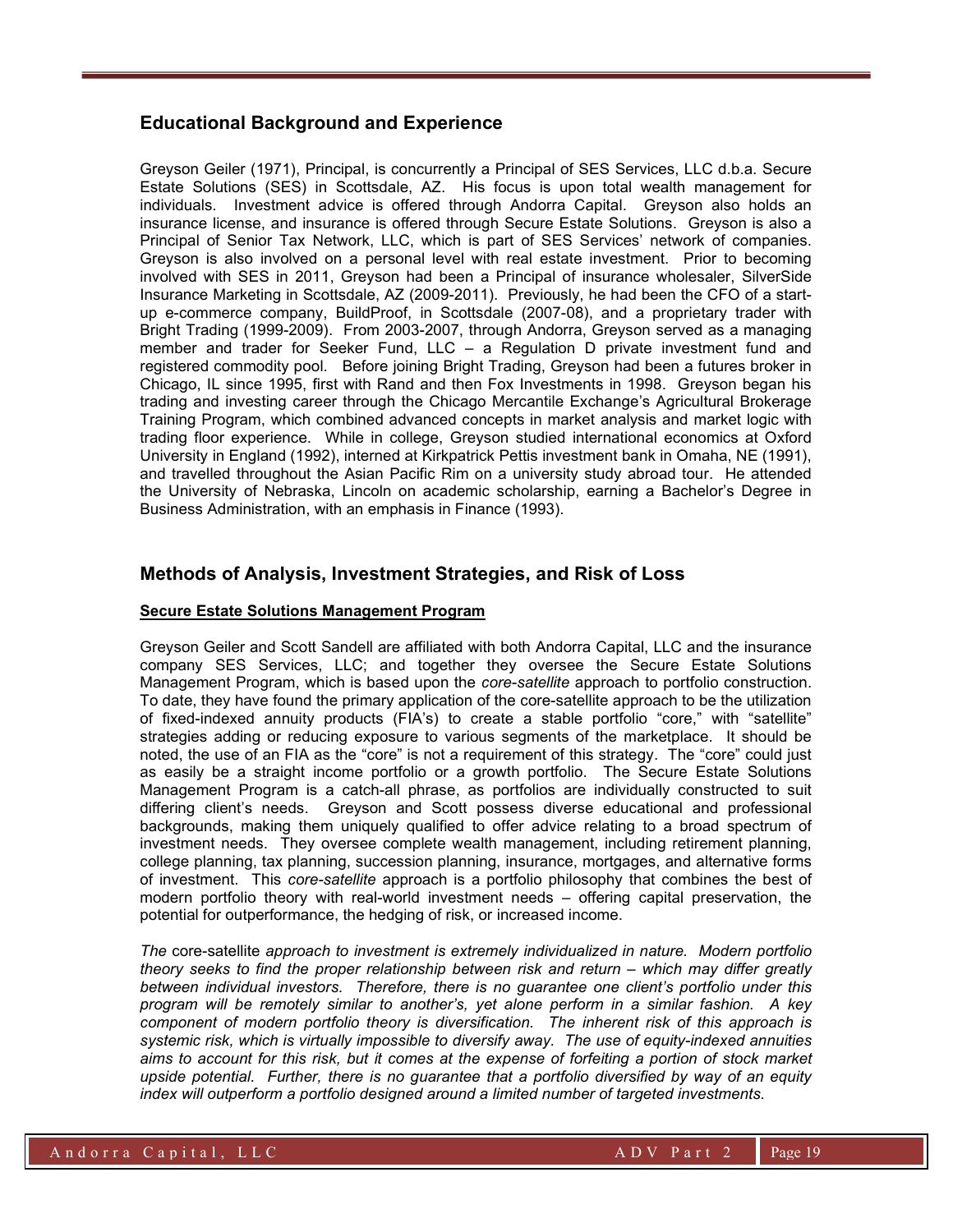## Educational Background and Experience

Greyson Geiler (1971), Principal, is concurrently a Principal of SES Services, LLC d.b.a. Secure Estate Solutions (SES) in Scottsdale, AZ. His focus is upon total wealth management for individuals. Investment advice is offered through Andorra Capital. Greyson also holds an insurance license, and insurance is offered through Secure Estate Solutions. Greyson is also a Principal of Senior Tax Network, LLC, which is part of SES Services' network of companies. Greyson is also involved on a personal level with real estate investment. Prior to becoming involved with SES in 2011, Greyson had been a Principal of insurance wholesaler, SilverSide Insurance Marketing in Scottsdale, AZ (2009-2011). Previously, he had been the CFO of a start-up e-commerce company, BuildProof, in Scottsdale (2007-08), and a proprietary trader with Bright Trading (1999-2009). From 2003-2007, through Andorra, Greyson served as a managing member and trader for Seeker Fund, LLC – a Regulation D private investment fund and registered commodity pool. Before joining Bright Trading, Greyson had been a futures broker in Chicago, IL since 1995, first with Rand and then Fox Investments in 1998. Greyson began his trading and investing career through the Chicago Mercantile Exchange's Agricultural Brokerage Training Program, which combined advanced concepts in market analysis and market logic with trading floor experience. While in college, Greyson studied international economics at Oxford University in England (1992), interned at Kirkpatrick Pettis investment bank in Omaha, NE (1991), and travelled throughout the Asian Pacific Rim on a university study abroad tour. He attended the University of Nebraska, Lincoln on academic scholarship, earning a Bachelor's Degree in Business Administration, with an emphasis in Finance (1993).

## Methods of Analysis, Investment Strategies, and Risk of Loss

**Secure Estate Solutions Management Program**

Greyson Geiler and Scott Sandell are affiliated with both Andorra Capital, LLC and the insurance company SES Services, LLC; and together they oversee the Secure Estate Solutions Management Program, which is based upon the *core-satellite* approach to portfolio construction. To date, they have found the primary application of the core-satellite approach to be the utilization of fixed-indexed annuity products (FIA's) to create a stable portfolio "core," with "satellite" strategies adding or reducing exposure to various segments of the marketplace. It should be noted, the use of an FIA as the "core" is not a requirement of this strategy. The "core" could just as easily be a straight income portfolio or a growth portfolio. The Secure Estate Solutions Management Program is a catch-all phrase, as portfolios are individually constructed to suit differing client's needs. Greyson and Scott possess diverse educational and professional backgrounds, making them uniquely qualified to offer advice relating to a broad spectrum of investment needs. They oversee complete wealth management, including retirement planning, college planning, tax planning, succession planning, insurance, mortgages, and alternative forms of investment. This *core-satellite* approach is a portfolio philosophy that combines the best of modern portfolio theory with real-world investment needs – offering capital preservation, the potential for outperformance, the hedging of risk, or increased income.

*The* core-satellite *approach to investment is extremely individualized in nature. Modern portfolio theory seeks to find the proper relationship between risk and return – which may differ greatly between individual investors. Therefore, there is no guarantee one client's portfolio under this program will be remotely similar to another's, yet alone perform in a similar fashion. A key component of modern portfolio theory is diversification. The inherent risk of this approach is systemic risk, which is virtually impossible to diversify away. The use of equity-indexed annuities aims to account for this risk, but it comes at the expense of forfeiting a portion of stock market upside potential. Further, there is no guarantee that a portfolio diversified by way of an equity index will outperform a portfolio designed around a limited number of targeted investments.*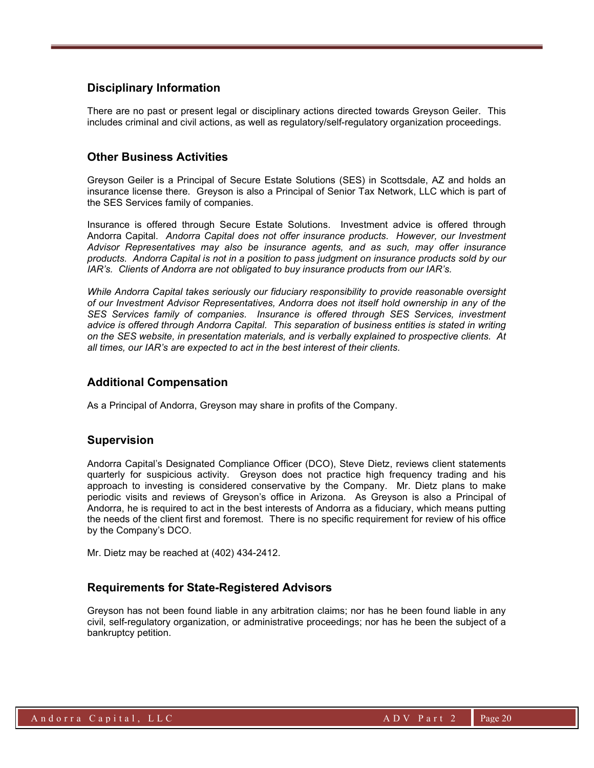## Disciplinary Information

There are no past or present legal or disciplinary actions directed towards Greyson Geiler. This includes criminal and civil actions, as well as regulatory/self-regulatory organization proceedings.

## Other Business Activities

Greyson Geiler is a Principal of Secure Estate Solutions (SES) in Scottsdale, AZ and holds an insurance license there. Greyson is also a Principal of Senior Tax Network, LLC which is part of the SES Services family of companies.

Insurance is offered through Secure Estate Solutions. Investment advice is offered through Andorra Capital. *Andorra Capital does not offer insurance products. However, our Investment Advisor Representatives may also be insurance agents, and as such, may offer insurance products. Andorra Capital is not in a position to pass judgment on insurance products sold by our IAR's. Clients of Andorra are not obligated to buy insurance products from our IAR's.*

*While Andorra Capital takes seriously our fiduciary responsibility to provide reasonable oversight of our Investment Advisor Representatives, Andorra does not itself hold ownership in any of the SES Services family of companies. Insurance is offered through SES Services, investment advice is offered through Andorra Capital. This separation of business entities is stated in writing on the SES website, in presentation materials, and is verbally explained to prospective clients. At all times, our IAR's are expected to act in the best interest of their clients.*

## Additional Compensation

As a Principal of Andorra, Greyson may share in profits of the Company.

## Supervision

Andorra Capital's Designated Compliance Officer (DCO), Steve Dietz, reviews client statements quarterly for suspicious activity. Greyson does not practice high frequency trading and his approach to investing is considered conservative by the Company. Mr. Dietz plans to make periodic visits and reviews of Greyson's office in Arizona. As Greyson is also a Principal of Andorra, he is required to act in the best interests of Andorra as a fiduciary, which means putting the needs of the client first and foremost. There is no specific requirement for review of his office by the Company's DCO.

Mr. Dietz may be reached at (402) 434-2412.

## Requirements for State-Registered Advisors

Greyson has not been found liable in any arbitration claims; nor has he been found liable in any civil, self-regulatory organization, or administrative proceedings; nor has he been the subject of a bankruptcy petition.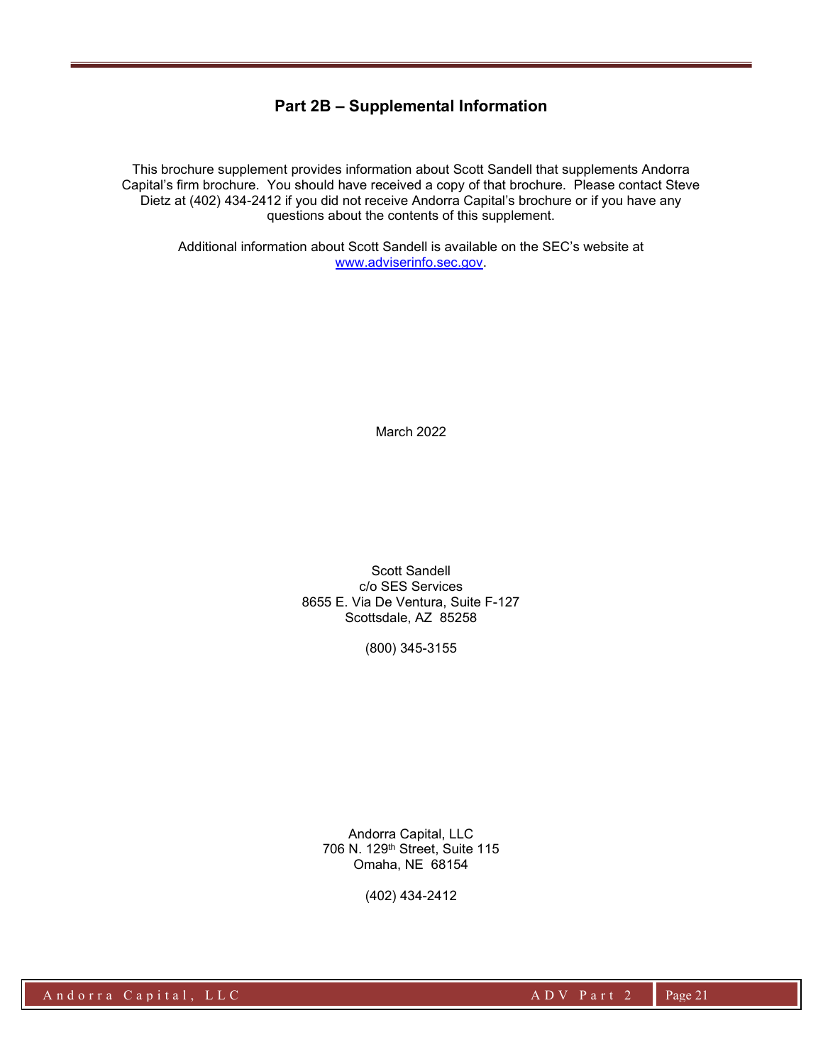## Part 2B – Supplemental Information

This brochure supplement provides information about Scott Sandell that supplements Andorra Capital's firm brochure. You should have received a copy of that brochure. Please contact Steve Dietz at (402) 434-2412 if you did not receive Andorra Capital's brochure or if you have any questions about the contents of this supplement.

Additional information about Scott Sandell is available on the SEC's website at www.adviserinfo.sec.gov.

March 2022

Scott Sandell
c/o SES Services
8655 E. Via De Ventura, Suite F-127
Scottsdale, AZ 85258

(800) 345-3155

Andorra Capital, LLC
706 N. 129th Street, Suite 115
Omaha, NE 68154

(402) 434-2412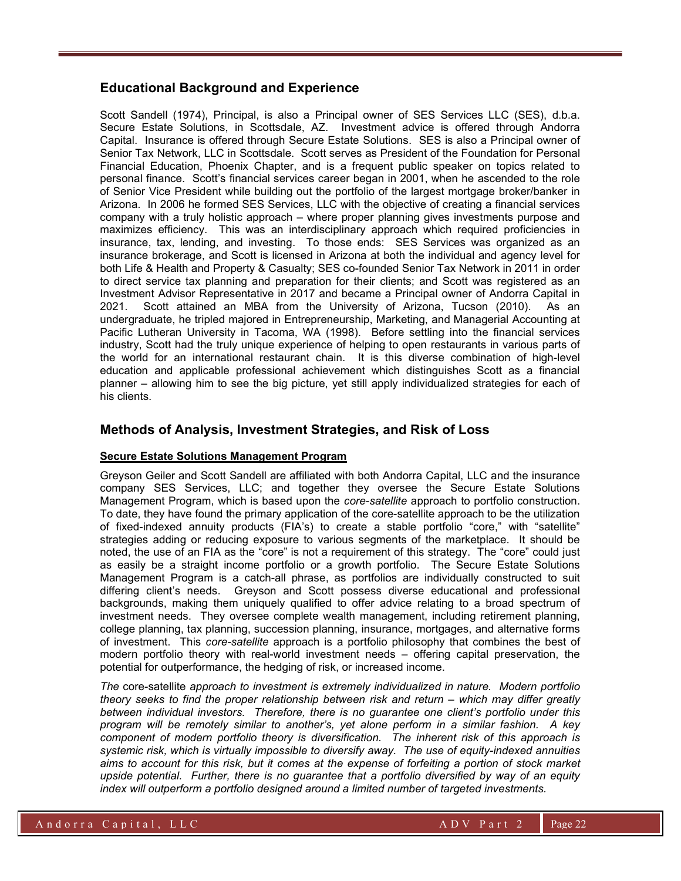## Educational Background and Experience

Scott Sandell (1974), Principal, is also a Principal owner of SES Services LLC (SES), d.b.a. Secure Estate Solutions, in Scottsdale, AZ. Investment advice is offered through Andorra Capital. Insurance is offered through Secure Estate Solutions. SES is also a Principal owner of Senior Tax Network, LLC in Scottsdale. Scott serves as President of the Foundation for Personal Financial Education, Phoenix Chapter, and is a frequent public speaker on topics related to personal finance. Scott's financial services career began in 2001, when he ascended to the role of Senior Vice President while building out the portfolio of the largest mortgage broker/banker in Arizona. In 2006 he formed SES Services, LLC with the objective of creating a financial services company with a truly holistic approach – where proper planning gives investments purpose and maximizes efficiency. This was an interdisciplinary approach which required proficiencies in insurance, tax, lending, and investing. To those ends: SES Services was organized as an insurance brokerage, and Scott is licensed in Arizona at both the individual and agency level for both Life & Health and Property & Casualty; SES co-founded Senior Tax Network in 2011 in order to direct service tax planning and preparation for their clients; and Scott was registered as an Investment Advisor Representative in 2017 and became a Principal owner of Andorra Capital in 2021. Scott attained an MBA from the University of Arizona, Tucson (2010). As an undergraduate, he tripled majored in Entrepreneurship, Marketing, and Managerial Accounting at Pacific Lutheran University in Tacoma, WA (1998). Before settling into the financial services industry, Scott had the truly unique experience of helping to open restaurants in various parts of the world for an international restaurant chain. It is this diverse combination of high-level education and applicable professional achievement which distinguishes Scott as a financial planner – allowing him to see the big picture, yet still apply individualized strategies for each of his clients.

## Methods of Analysis, Investment Strategies, and Risk of Loss

**Secure Estate Solutions Management Program**

Greyson Geiler and Scott Sandell are affiliated with both Andorra Capital, LLC and the insurance company SES Services, LLC; and together they oversee the Secure Estate Solutions Management Program, which is based upon the *core-satellite* approach to portfolio construction. To date, they have found the primary application of the core-satellite approach to be the utilization of fixed-indexed annuity products (FIA's) to create a stable portfolio "core," with "satellite" strategies adding or reducing exposure to various segments of the marketplace. It should be noted, the use of an FIA as the "core" is not a requirement of this strategy. The "core" could just as easily be a straight income portfolio or a growth portfolio. The Secure Estate Solutions Management Program is a catch-all phrase, as portfolios are individually constructed to suit differing client's needs. Greyson and Scott possess diverse educational and professional backgrounds, making them uniquely qualified to offer advice relating to a broad spectrum of investment needs. They oversee complete wealth management, including retirement planning, college planning, tax planning, succession planning, insurance, mortgages, and alternative forms of investment. This *core-satellite* approach is a portfolio philosophy that combines the best of modern portfolio theory with real-world investment needs – offering capital preservation, the potential for outperformance, the hedging of risk, or increased income.

*The* core-satellite *approach to investment is extremely individualized in nature. Modern portfolio theory seeks to find the proper relationship between risk and return – which may differ greatly between individual investors. Therefore, there is no guarantee one client's portfolio under this program will be remotely similar to another's, yet alone perform in a similar fashion. A key component of modern portfolio theory is diversification. The inherent risk of this approach is systemic risk, which is virtually impossible to diversify away. The use of equity-indexed annuities aims to account for this risk, but it comes at the expense of forfeiting a portion of stock market upside potential. Further, there is no guarantee that a portfolio diversified by way of an equity index will outperform a portfolio designed around a limited number of targeted investments.*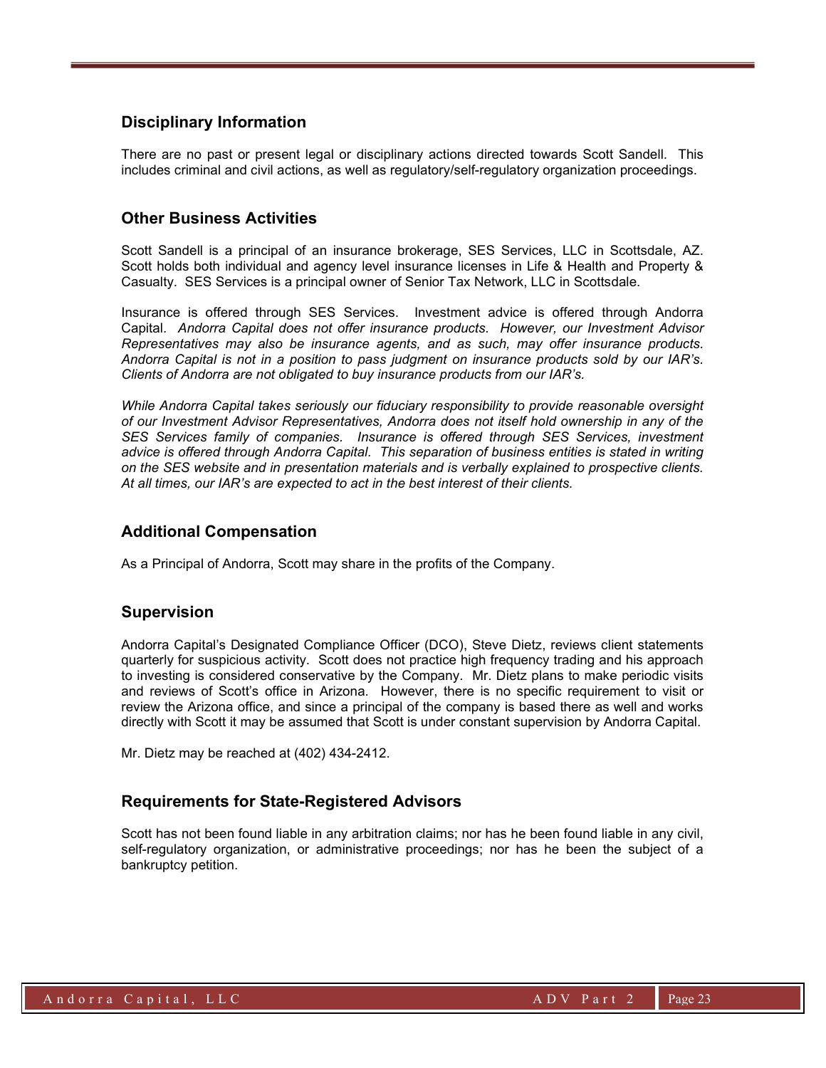## Disciplinary Information

There are no past or present legal or disciplinary actions directed towards Scott Sandell. This includes criminal and civil actions, as well as regulatory/self-regulatory organization proceedings.

## Other Business Activities

Scott Sandell is a principal of an insurance brokerage, SES Services, LLC in Scottsdale, AZ. Scott holds both individual and agency level insurance licenses in Life & Health and Property & Casualty. SES Services is a principal owner of Senior Tax Network, LLC in Scottsdale.

Insurance is offered through SES Services. Investment advice is offered through Andorra Capital. *Andorra Capital does not offer insurance products. However, our Investment Advisor Representatives may also be insurance agents, and as such, may offer insurance products. Andorra Capital is not in a position to pass judgment on insurance products sold by our IAR's. Clients of Andorra are not obligated to buy insurance products from our IAR's.*

*While Andorra Capital takes seriously our fiduciary responsibility to provide reasonable oversight of our Investment Advisor Representatives, Andorra does not itself hold ownership in any of the SES Services family of companies. Insurance is offered through SES Services, investment advice is offered through Andorra Capital. This separation of business entities is stated in writing on the SES website and in presentation materials and is verbally explained to prospective clients. At all times, our IAR's are expected to act in the best interest of their clients.*

## Additional Compensation

As a Principal of Andorra, Scott may share in the profits of the Company.

## Supervision

Andorra Capital's Designated Compliance Officer (DCO), Steve Dietz, reviews client statements quarterly for suspicious activity. Scott does not practice high frequency trading and his approach to investing is considered conservative by the Company. Mr. Dietz plans to make periodic visits and reviews of Scott's office in Arizona. However, there is no specific requirement to visit or review the Arizona office, and since a principal of the company is based there as well and works directly with Scott it may be assumed that Scott is under constant supervision by Andorra Capital.

Mr. Dietz may be reached at (402) 434-2412.

## Requirements for State-Registered Advisors

Scott has not been found liable in any arbitration claims; nor has he been found liable in any civil, self-regulatory organization, or administrative proceedings; nor has he been the subject of a bankruptcy petition.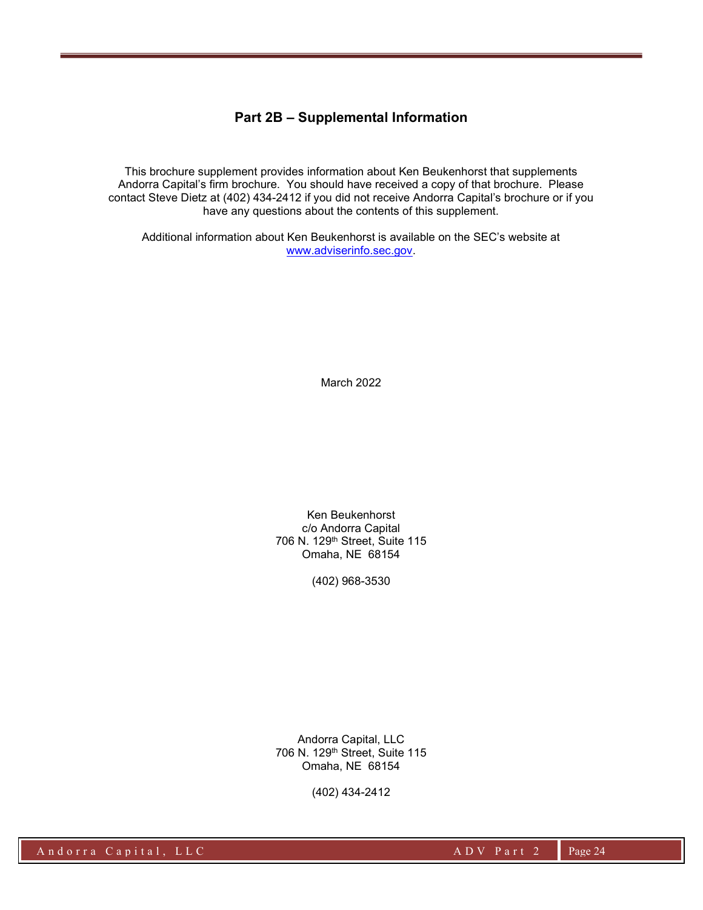## Part 2B – Supplemental Information

This brochure supplement provides information about Ken Beukenhorst that supplements Andorra Capital's firm brochure. You should have received a copy of that brochure. Please contact Steve Dietz at (402) 434-2412 if you did not receive Andorra Capital's brochure or if you have any questions about the contents of this supplement.

Additional information about Ken Beukenhorst is available on the SEC's website at www.adviserinfo.sec.gov.

March 2022

Ken Beukenhorst
c/o Andorra Capital
706 N. 129th Street, Suite 115
Omaha, NE 68154

(402) 968-3530

Andorra Capital, LLC
706 N. 129th Street, Suite 115
Omaha, NE 68154

(402) 434-2412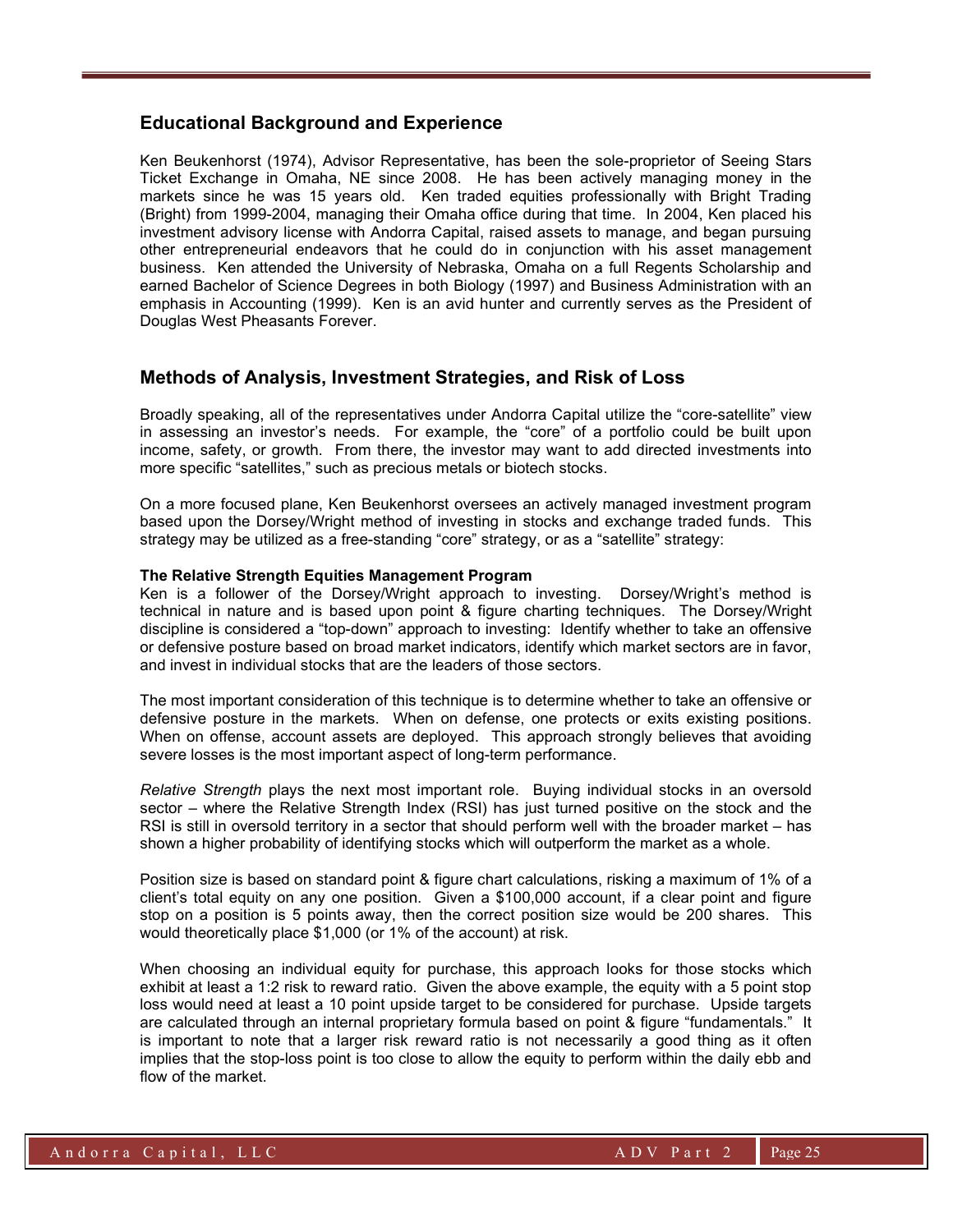## Educational Background and Experience

Ken Beukenhorst (1974), Advisor Representative, has been the sole-proprietor of Seeing Stars Ticket Exchange in Omaha, NE since 2008. He has been actively managing money in the markets since he was 15 years old. Ken traded equities professionally with Bright Trading (Bright) from 1999-2004, managing their Omaha office during that time. In 2004, Ken placed his investment advisory license with Andorra Capital, raised assets to manage, and began pursuing other entrepreneurial endeavors that he could do in conjunction with his asset management business. Ken attended the University of Nebraska, Omaha on a full Regents Scholarship and earned Bachelor of Science Degrees in both Biology (1997) and Business Administration with an emphasis in Accounting (1999). Ken is an avid hunter and currently serves as the President of Douglas West Pheasants Forever.

## Methods of Analysis, Investment Strategies, and Risk of Loss

Broadly speaking, all of the representatives under Andorra Capital utilize the "core-satellite" view in assessing an investor's needs. For example, the "core" of a portfolio could be built upon income, safety, or growth. From there, the investor may want to add directed investments into more specific "satellites," such as precious metals or biotech stocks.

On a more focused plane, Ken Beukenhorst oversees an actively managed investment program based upon the Dorsey/Wright method of investing in stocks and exchange traded funds. This strategy may be utilized as a free-standing "core" strategy, or as a "satellite" strategy:

**The Relative Strength Equities Management Program**
Ken is a follower of the Dorsey/Wright approach to investing. Dorsey/Wright's method is technical in nature and is based upon point & figure charting techniques. The Dorsey/Wright discipline is considered a "top-down" approach to investing: Identify whether to take an offensive or defensive posture based on broad market indicators, identify which market sectors are in favor, and invest in individual stocks that are the leaders of those sectors.

The most important consideration of this technique is to determine whether to take an offensive or defensive posture in the markets. When on defense, one protects or exits existing positions. When on offense, account assets are deployed. This approach strongly believes that avoiding severe losses is the most important aspect of long-term performance.

*Relative Strength* plays the next most important role. Buying individual stocks in an oversold sector – where the Relative Strength Index (RSI) has just turned positive on the stock and the RSI is still in oversold territory in a sector that should perform well with the broader market – has shown a higher probability of identifying stocks which will outperform the market as a whole.

Position size is based on standard point & figure chart calculations, risking a maximum of 1% of a client's total equity on any one position. Given a $100,000 account, if a clear point and figure stop on a position is 5 points away, then the correct position size would be 200 shares. This would theoretically place $1,000 (or 1% of the account) at risk.

When choosing an individual equity for purchase, this approach looks for those stocks which exhibit at least a 1:2 risk to reward ratio. Given the above example, the equity with a 5 point stop loss would need at least a 10 point upside target to be considered for purchase. Upside targets are calculated through an internal proprietary formula based on point & figure "fundamentals." It is important to note that a larger risk reward ratio is not necessarily a good thing as it often implies that the stop-loss point is too close to allow the equity to perform within the daily ebb and flow of the market.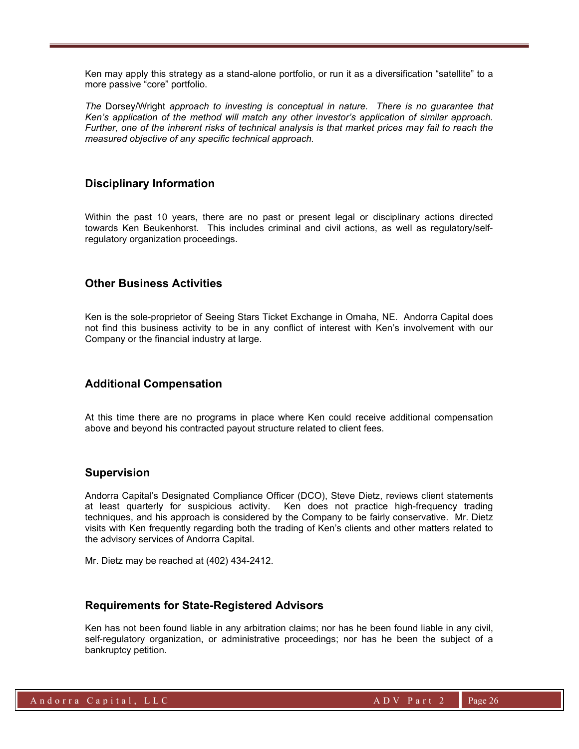Ken may apply this strategy as a stand-alone portfolio, or run it as a diversification "satellite" to a more passive "core" portfolio.

*The* Dorsey/Wright *approach to investing is conceptual in nature. There is no guarantee that Ken's application of the method will match any other investor's application of similar approach. Further, one of the inherent risks of technical analysis is that market prices may fail to reach the measured objective of any specific technical approach.*

## Disciplinary Information

Within the past 10 years, there are no past or present legal or disciplinary actions directed towards Ken Beukenhorst. This includes criminal and civil actions, as well as regulatory/self-regulatory organization proceedings.

## Other Business Activities

Ken is the sole-proprietor of Seeing Stars Ticket Exchange in Omaha, NE. Andorra Capital does not find this business activity to be in any conflict of interest with Ken's involvement with our Company or the financial industry at large.

## Additional Compensation

At this time there are no programs in place where Ken could receive additional compensation above and beyond his contracted payout structure related to client fees.

## Supervision

Andorra Capital's Designated Compliance Officer (DCO), Steve Dietz, reviews client statements at least quarterly for suspicious activity. Ken does not practice high-frequency trading techniques, and his approach is considered by the Company to be fairly conservative. Mr. Dietz visits with Ken frequently regarding both the trading of Ken's clients and other matters related to the advisory services of Andorra Capital.

Mr. Dietz may be reached at (402) 434-2412.

## Requirements for State-Registered Advisors

Ken has not been found liable in any arbitration claims; nor has he been found liable in any civil, self-regulatory organization, or administrative proceedings; nor has he been the subject of a bankruptcy petition.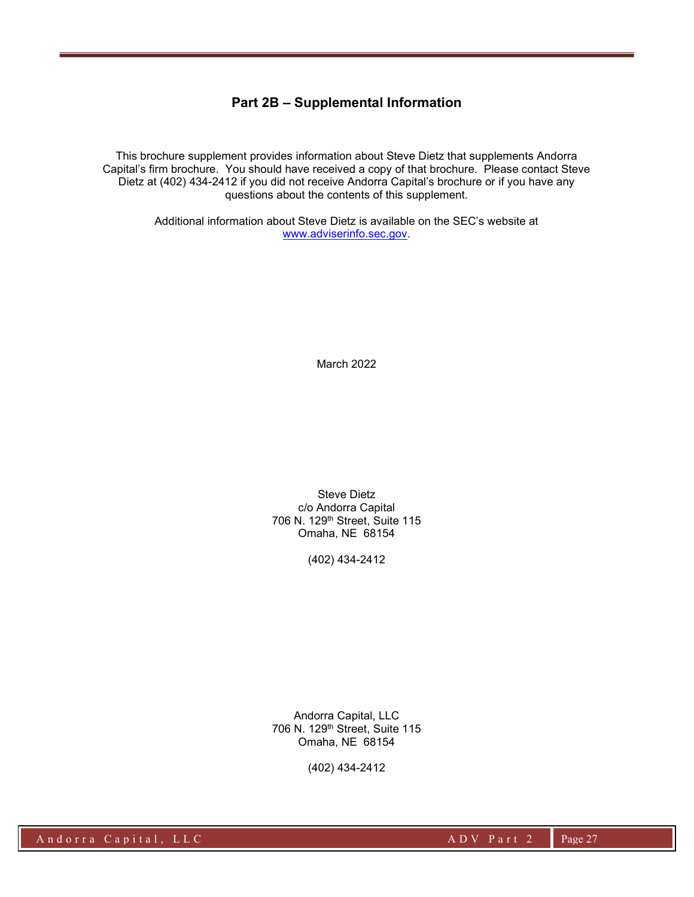## Part 2B – Supplemental Information

This brochure supplement provides information about Steve Dietz that supplements Andorra Capital's firm brochure. You should have received a copy of that brochure. Please contact Steve Dietz at (402) 434-2412 if you did not receive Andorra Capital's brochure or if you have any questions about the contents of this supplement.

Additional information about Steve Dietz is available on the SEC's website at www.adviserinfo.sec.gov.

March 2022

Steve Dietz
c/o Andorra Capital
706 N. 129th Street, Suite 115
Omaha, NE 68154

(402) 434-2412

Andorra Capital, LLC
706 N. 129th Street, Suite 115
Omaha, NE 68154

(402) 434-2412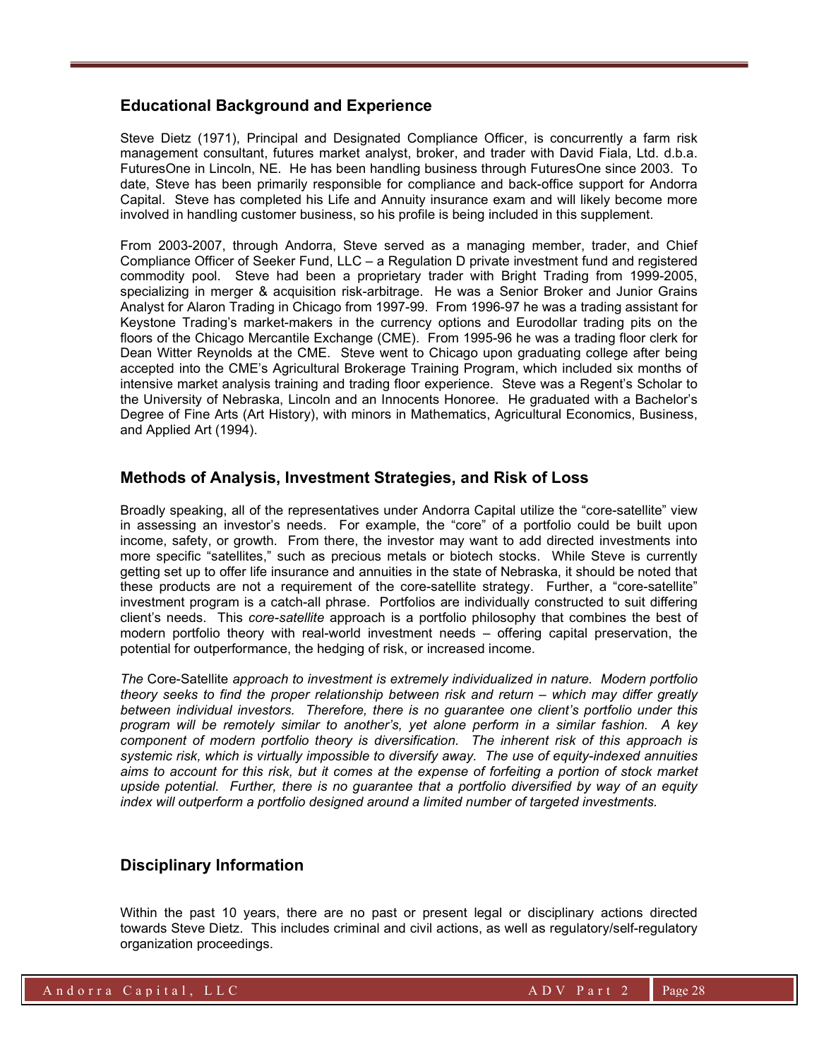## Educational Background and Experience

Steve Dietz (1971), Principal and Designated Compliance Officer, is concurrently a farm risk management consultant, futures market analyst, broker, and trader with David Fiala, Ltd. d.b.a. FuturesOne in Lincoln, NE. He has been handling business through FuturesOne since 2003. To date, Steve has been primarily responsible for compliance and back-office support for Andorra Capital. Steve has completed his Life and Annuity insurance exam and will likely become more involved in handling customer business, so his profile is being included in this supplement.

From 2003-2007, through Andorra, Steve served as a managing member, trader, and Chief Compliance Officer of Seeker Fund, LLC – a Regulation D private investment fund and registered commodity pool. Steve had been a proprietary trader with Bright Trading from 1999-2005, specializing in merger & acquisition risk-arbitrage. He was a Senior Broker and Junior Grains Analyst for Alaron Trading in Chicago from 1997-99. From 1996-97 he was a trading assistant for Keystone Trading's market-makers in the currency options and Eurodollar trading pits on the floors of the Chicago Mercantile Exchange (CME). From 1995-96 he was a trading floor clerk for Dean Witter Reynolds at the CME. Steve went to Chicago upon graduating college after being accepted into the CME's Agricultural Brokerage Training Program, which included six months of intensive market analysis training and trading floor experience. Steve was a Regent's Scholar to the University of Nebraska, Lincoln and an Innocents Honoree. He graduated with a Bachelor's Degree of Fine Arts (Art History), with minors in Mathematics, Agricultural Economics, Business, and Applied Art (1994).

## Methods of Analysis, Investment Strategies, and Risk of Loss

Broadly speaking, all of the representatives under Andorra Capital utilize the "core-satellite" view in assessing an investor's needs. For example, the "core" of a portfolio could be built upon income, safety, or growth. From there, the investor may want to add directed investments into more specific "satellites," such as precious metals or biotech stocks. While Steve is currently getting set up to offer life insurance and annuities in the state of Nebraska, it should be noted that these products are not a requirement of the core-satellite strategy. Further, a "core-satellite" investment program is a catch-all phrase. Portfolios are individually constructed to suit differing client's needs. This *core-satellite* approach is a portfolio philosophy that combines the best of modern portfolio theory with real-world investment needs – offering capital preservation, the potential for outperformance, the hedging of risk, or increased income.

*The* Core-Satellite *approach to investment is extremely individualized in nature. Modern portfolio theory seeks to find the proper relationship between risk and return – which may differ greatly between individual investors. Therefore, there is no guarantee one client's portfolio under this program will be remotely similar to another's, yet alone perform in a similar fashion. A key component of modern portfolio theory is diversification. The inherent risk of this approach is systemic risk, which is virtually impossible to diversify away. The use of equity-indexed annuities aims to account for this risk, but it comes at the expense of forfeiting a portion of stock market upside potential. Further, there is no guarantee that a portfolio diversified by way of an equity index will outperform a portfolio designed around a limited number of targeted investments.*

## Disciplinary Information

Within the past 10 years, there are no past or present legal or disciplinary actions directed towards Steve Dietz. This includes criminal and civil actions, as well as regulatory/self-regulatory organization proceedings.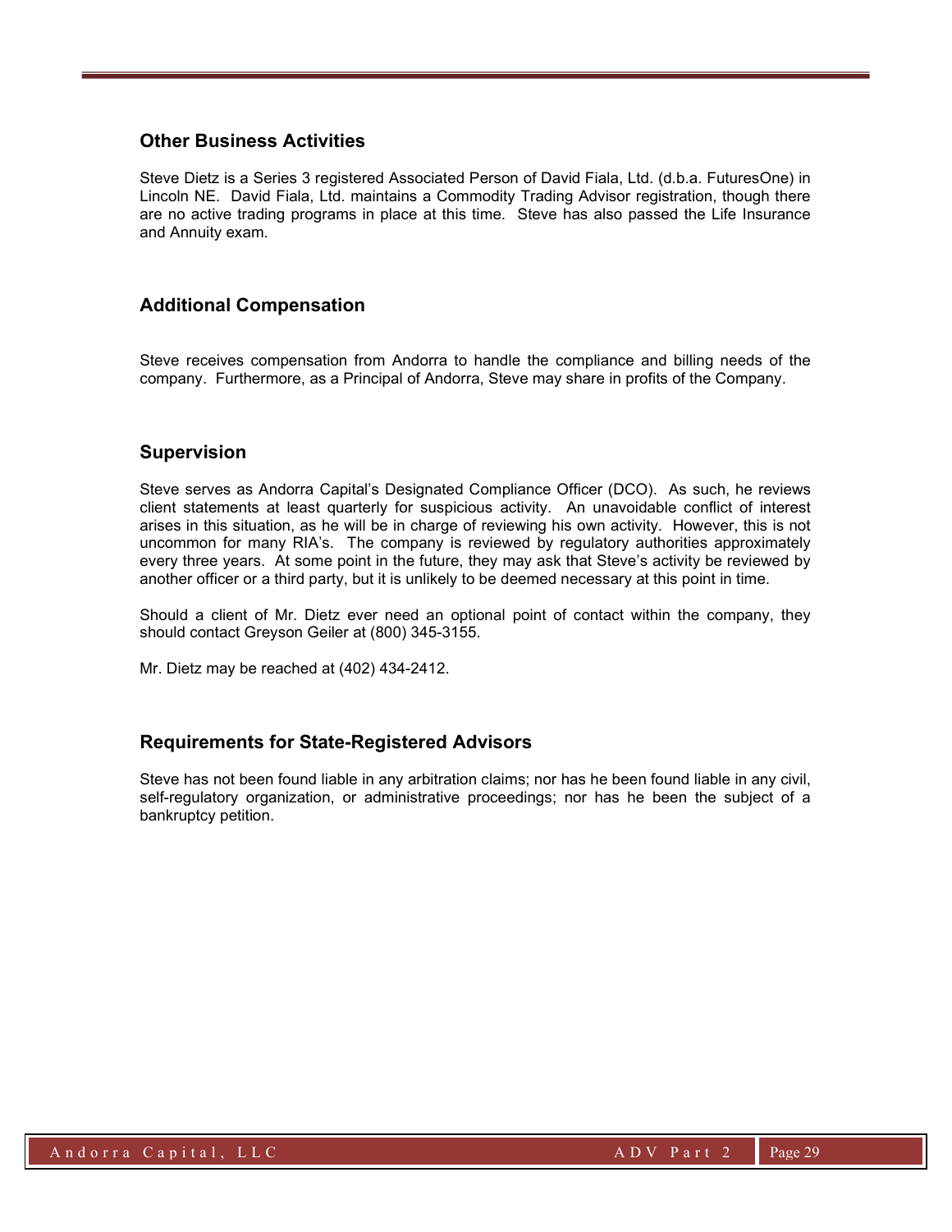## Other Business Activities

Steve Dietz is a Series 3 registered Associated Person of David Fiala, Ltd. (d.b.a. FuturesOne) in Lincoln NE. David Fiala, Ltd. maintains a Commodity Trading Advisor registration, though there are no active trading programs in place at this time. Steve has also passed the Life Insurance and Annuity exam.

## Additional Compensation

Steve receives compensation from Andorra to handle the compliance and billing needs of the company. Furthermore, as a Principal of Andorra, Steve may share in profits of the Company.

## Supervision

Steve serves as Andorra Capital's Designated Compliance Officer (DCO). As such, he reviews client statements at least quarterly for suspicious activity. An unavoidable conflict of interest arises in this situation, as he will be in charge of reviewing his own activity. However, this is not uncommon for many RIA's. The company is reviewed by regulatory authorities approximately every three years. At some point in the future, they may ask that Steve's activity be reviewed by another officer or a third party, but it is unlikely to be deemed necessary at this point in time.

Should a client of Mr. Dietz ever need an optional point of contact within the company, they should contact Greyson Geiler at (800) 345-3155.

Mr. Dietz may be reached at (402) 434-2412.

## Requirements for State-Registered Advisors

Steve has not been found liable in any arbitration claims; nor has he been found liable in any civil, self-regulatory organization, or administrative proceedings; nor has he been the subject of a bankruptcy petition.